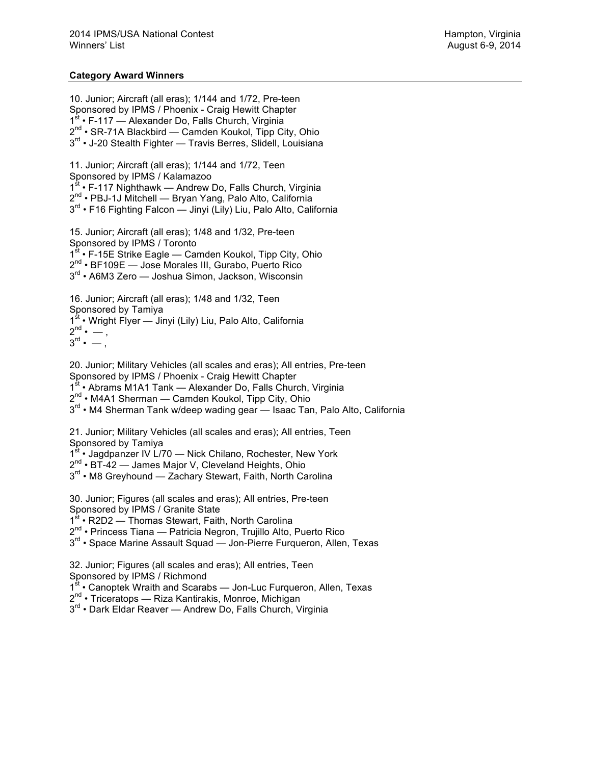2014 IPMS/USA National Contest
Winners' List

Hampton, Virginia
August 6-9, 2014

**Category Award Winners**

10. Junior; Aircraft (all eras); 1/144 and 1/72, Pre-teen
Sponsored by IPMS / Phoenix - Craig Hewitt Chapter
1st • F-117 — Alexander Do, Falls Church, Virginia
2nd • SR-71A Blackbird — Camden Koukol, Tipp City, Ohio
3rd • J-20 Stealth Fighter — Travis Berres, Slidell, Louisiana

11. Junior; Aircraft (all eras); 1/144 and 1/72, Teen
Sponsored by IPMS / Kalamazoo
1st • F-117 Nighthawk — Andrew Do, Falls Church, Virginia
2nd • PBJ-1J Mitchell — Bryan Yang, Palo Alto, California
3rd • F16 Fighting Falcon — Jinyi (Lily) Liu, Palo Alto, California

15. Junior; Aircraft (all eras); 1/48 and 1/32, Pre-teen
Sponsored by IPMS / Toronto
1st • F-15E Strike Eagle — Camden Koukol, Tipp City, Ohio
2nd • BF109E — Jose Morales III, Gurabo, Puerto Rico
3rd • A6M3 Zero — Joshua Simon, Jackson, Wisconsin

16. Junior; Aircraft (all eras); 1/48 and 1/32, Teen
Sponsored by Tamiya
1st • Wright Flyer — Jinyi (Lily) Liu, Palo Alto, California
2nd • — ,
3rd • — ,

20. Junior; Military Vehicles (all scales and eras); All entries, Pre-teen
Sponsored by IPMS / Phoenix - Craig Hewitt Chapter
1st • Abrams M1A1 Tank — Alexander Do, Falls Church, Virginia
2nd • M4A1 Sherman — Camden Koukol, Tipp City, Ohio
3rd • M4 Sherman Tank w/deep wading gear — Isaac Tan, Palo Alto, California

21. Junior; Military Vehicles (all scales and eras); All entries, Teen
Sponsored by Tamiya
1st • Jagdpanzer IV L/70 — Nick Chilano, Rochester, New York
2nd • BT-42 — James Major V, Cleveland Heights, Ohio
3rd • M8 Greyhound — Zachary Stewart, Faith, North Carolina

30. Junior; Figures (all scales and eras); All entries, Pre-teen
Sponsored by IPMS / Granite State
1st • R2D2 — Thomas Stewart, Faith, North Carolina
2nd • Princess Tiana — Patricia Negron, Trujillo Alto, Puerto Rico
3rd • Space Marine Assault Squad — Jon-Pierre Furqueron, Allen, Texas

32. Junior; Figures (all scales and eras); All entries, Teen
Sponsored by IPMS / Richmond
1st • Canoptek Wraith and Scarabs — Jon-Luc Furqueron, Allen, Texas
2nd • Triceratops — Riza Kantirakis, Monroe, Michigan
3rd • Dark Eldar Reaver — Andrew Do, Falls Church, Virginia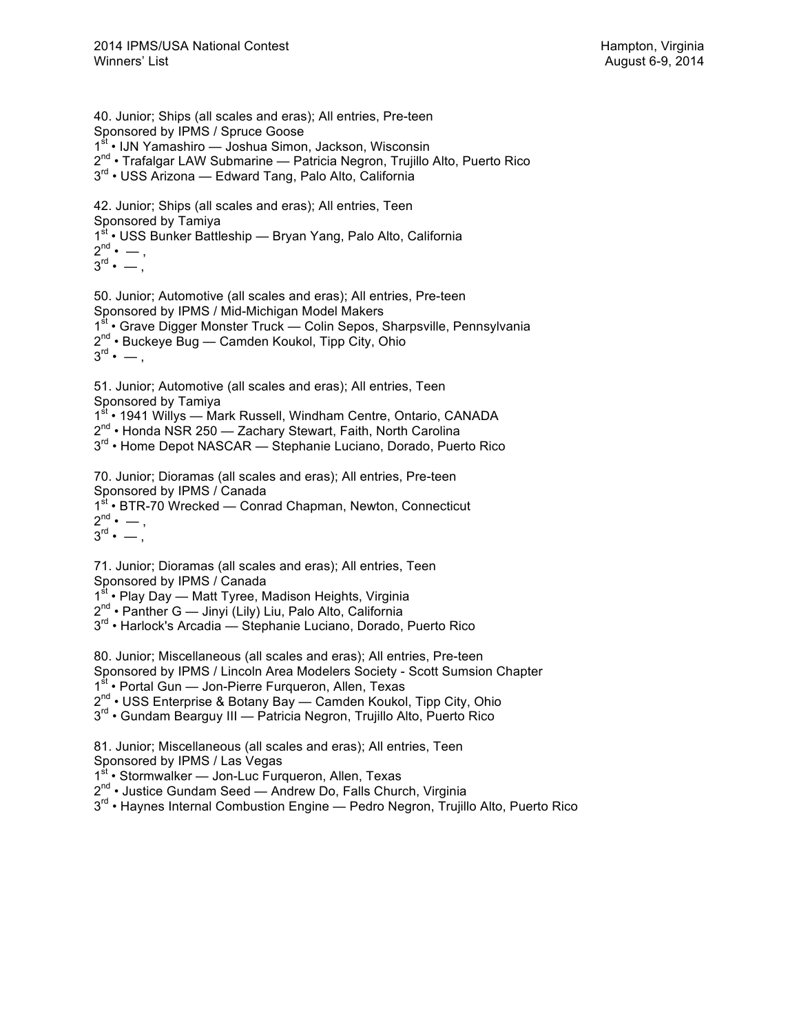40. Junior; Ships (all scales and eras); All entries, Pre-teen
Sponsored by IPMS / Spruce Goose
1st • IJN Yamashiro — Joshua Simon, Jackson, Wisconsin
2nd • Trafalgar LAW Submarine — Patricia Negron, Trujillo Alto, Puerto Rico
3rd • USS Arizona — Edward Tang, Palo Alto, California

42. Junior; Ships (all scales and eras); All entries, Teen
Sponsored by Tamiya
1st • USS Bunker Battleship — Bryan Yang, Palo Alto, California
2nd • — ,
3rd • — ,

50. Junior; Automotive (all scales and eras); All entries, Pre-teen
Sponsored by IPMS / Mid-Michigan Model Makers
1st • Grave Digger Monster Truck — Colin Sepos, Sharpsville, Pennsylvania
2nd • Buckeye Bug — Camden Koukol, Tipp City, Ohio
3rd • — ,

51. Junior; Automotive (all scales and eras); All entries, Teen
Sponsored by Tamiya
1st • 1941 Willys — Mark Russell, Windham Centre, Ontario, CANADA
2nd • Honda NSR 250 — Zachary Stewart, Faith, North Carolina
3rd • Home Depot NASCAR — Stephanie Luciano, Dorado, Puerto Rico

70. Junior; Dioramas (all scales and eras); All entries, Pre-teen
Sponsored by IPMS / Canada
1st • BTR-70 Wrecked — Conrad Chapman, Newton, Connecticut
2nd • — ,
3rd • — ,

71. Junior; Dioramas (all scales and eras); All entries, Teen
Sponsored by IPMS / Canada
1st • Play Day — Matt Tyree, Madison Heights, Virginia
2nd • Panther G — Jinyi (Lily) Liu, Palo Alto, California
3rd • Harlock's Arcadia — Stephanie Luciano, Dorado, Puerto Rico

80. Junior; Miscellaneous (all scales and eras); All entries, Pre-teen
Sponsored by IPMS / Lincoln Area Modelers Society - Scott Sumsion Chapter
1st • Portal Gun — Jon-Pierre Furqueron, Allen, Texas
2nd • USS Enterprise & Botany Bay — Camden Koukol, Tipp City, Ohio
3rd • Gundam Bearguy III — Patricia Negron, Trujillo Alto, Puerto Rico

81. Junior; Miscellaneous (all scales and eras); All entries, Teen
Sponsored by IPMS / Las Vegas
1st • Stormwalker — Jon-Luc Furqueron, Allen, Texas
2nd • Justice Gundam Seed — Andrew Do, Falls Church, Virginia
3rd • Haynes Internal Combustion Engine — Pedro Negron, Trujillo Alto, Puerto Rico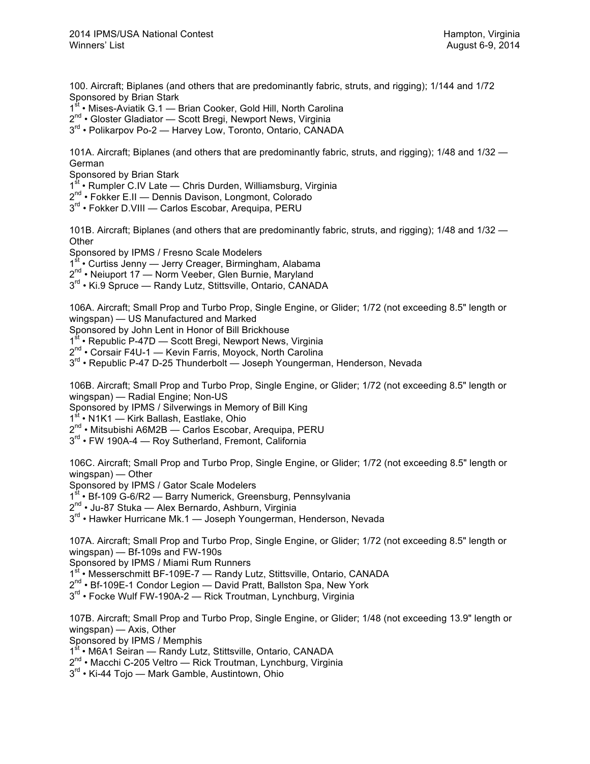100. Aircraft; Biplanes (and others that are predominantly fabric, struts, and rigging); 1/144 and 1/72
Sponsored by Brian Stark
1st • Mises-Aviatik G.1 — Brian Cooker, Gold Hill, North Carolina
2nd • Gloster Gladiator — Scott Bregi, Newport News, Virginia
3rd • Polikarpov Po-2 — Harvey Low, Toronto, Ontario, CANADA

101A. Aircraft; Biplanes (and others that are predominantly fabric, struts, and rigging); 1/48 and 1/32 — German
Sponsored by Brian Stark
1st • Rumpler C.IV Late — Chris Durden, Williamsburg, Virginia
2nd • Fokker E.II — Dennis Davison, Longmont, Colorado
3rd • Fokker D.VIII — Carlos Escobar, Arequipa, PERU

101B. Aircraft; Biplanes (and others that are predominantly fabric, struts, and rigging); 1/48 and 1/32 — Other
Sponsored by IPMS / Fresno Scale Modelers
1st • Curtiss Jenny — Jerry Creager, Birmingham, Alabama
2nd • Neiuport 17 — Norm Veeber, Glen Burnie, Maryland
3rd • Ki.9 Spruce — Randy Lutz, Stittsville, Ontario, CANADA

106A. Aircraft; Small Prop and Turbo Prop, Single Engine, or Glider; 1/72 (not exceeding 8.5" length or wingspan) — US Manufactured and Marked
Sponsored by John Lent in Honor of Bill Brickhouse
1st • Republic P-47D — Scott Bregi, Newport News, Virginia
2nd • Corsair F4U-1 — Kevin Farris, Moyock, North Carolina
3rd • Republic P-47 D-25 Thunderbolt — Joseph Youngerman, Henderson, Nevada

106B. Aircraft; Small Prop and Turbo Prop, Single Engine, or Glider; 1/72 (not exceeding 8.5" length or wingspan) — Radial Engine; Non-US
Sponsored by IPMS / Silverwings in Memory of Bill King
1st • N1K1 — Kirk Ballash, Eastlake, Ohio
2nd • Mitsubishi A6M2B — Carlos Escobar, Arequipa, PERU
3rd • FW 190A-4 — Roy Sutherland, Fremont, California

106C. Aircraft; Small Prop and Turbo Prop, Single Engine, or Glider; 1/72 (not exceeding 8.5" length or wingspan) — Other
Sponsored by IPMS / Gator Scale Modelers
1st • Bf-109 G-6/R2 — Barry Numerick, Greensburg, Pennsylvania
2nd • Ju-87 Stuka — Alex Bernardo, Ashburn, Virginia
3rd • Hawker Hurricane Mk.1 — Joseph Youngerman, Henderson, Nevada

107A. Aircraft; Small Prop and Turbo Prop, Single Engine, or Glider; 1/72 (not exceeding 8.5" length or wingspan) — Bf-109s and FW-190s
Sponsored by IPMS / Miami Rum Runners
1st • Messerschmitt BF-109E-7 — Randy Lutz, Stittsville, Ontario, CANADA
2nd • Bf-109E-1 Condor Legion — David Pratt, Ballston Spa, New York
3rd • Focke Wulf FW-190A-2 — Rick Troutman, Lynchburg, Virginia

107B. Aircraft; Small Prop and Turbo Prop, Single Engine, or Glider; 1/48 (not exceeding 13.9" length or wingspan) — Axis, Other
Sponsored by IPMS / Memphis
1st • M6A1 Seiran — Randy Lutz, Stittsville, Ontario, CANADA
2nd • Macchi C-205 Veltro — Rick Troutman, Lynchburg, Virginia
3rd • Ki-44 Tojo — Mark Gamble, Austintown, Ohio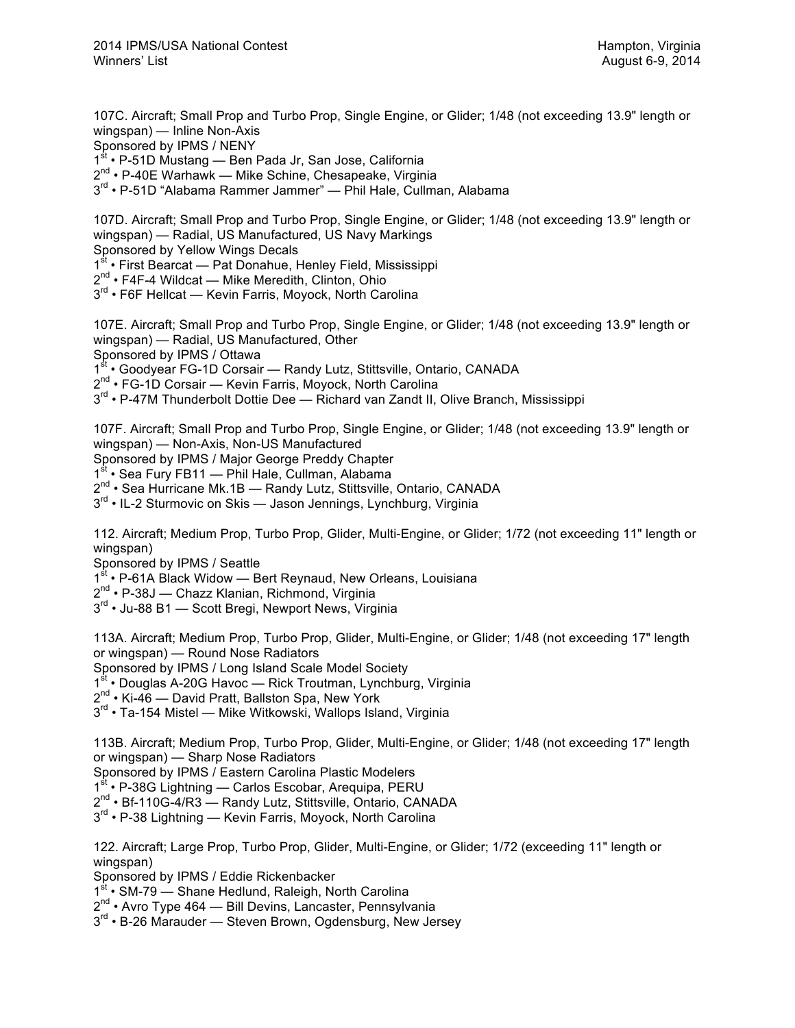107C. Aircraft; Small Prop and Turbo Prop, Single Engine, or Glider; 1/48 (not exceeding 13.9" length or wingspan) — Inline Non-Axis
Sponsored by IPMS / NENY
1st • P-51D Mustang — Ben Pada Jr, San Jose, California
2nd • P-40E Warhawk — Mike Schine, Chesapeake, Virginia
3rd • P-51D "Alabama Rammer Jammer" — Phil Hale, Cullman, Alabama

107D. Aircraft; Small Prop and Turbo Prop, Single Engine, or Glider; 1/48 (not exceeding 13.9" length or wingspan) — Radial, US Manufactured, US Navy Markings
Sponsored by Yellow Wings Decals
1st • First Bearcat — Pat Donahue, Henley Field, Mississippi
2nd • F4F-4 Wildcat — Mike Meredith, Clinton, Ohio
3rd • F6F Hellcat — Kevin Farris, Moyock, North Carolina

107E. Aircraft; Small Prop and Turbo Prop, Single Engine, or Glider; 1/48 (not exceeding 13.9" length or wingspan) — Radial, US Manufactured, Other
Sponsored by IPMS / Ottawa
1st • Goodyear FG-1D Corsair — Randy Lutz, Stittsville, Ontario, CANADA
2nd • FG-1D Corsair — Kevin Farris, Moyock, North Carolina
3rd • P-47M Thunderbolt Dottie Dee — Richard van Zandt II, Olive Branch, Mississippi

107F. Aircraft; Small Prop and Turbo Prop, Single Engine, or Glider; 1/48 (not exceeding 13.9" length or wingspan) — Non-Axis, Non-US Manufactured
Sponsored by IPMS / Major George Preddy Chapter
1st • Sea Fury FB11 — Phil Hale, Cullman, Alabama
2nd • Sea Hurricane Mk.1B — Randy Lutz, Stittsville, Ontario, CANADA
3rd • IL-2 Sturmovic on Skis — Jason Jennings, Lynchburg, Virginia

112. Aircraft; Medium Prop, Turbo Prop, Glider, Multi-Engine, or Glider; 1/72 (not exceeding 11" length or wingspan)
Sponsored by IPMS / Seattle
1st • P-61A Black Widow — Bert Reynaud, New Orleans, Louisiana
2nd • P-38J — Chazz Klanian, Richmond, Virginia
3rd • Ju-88 B1 — Scott Bregi, Newport News, Virginia

113A. Aircraft; Medium Prop, Turbo Prop, Glider, Multi-Engine, or Glider; 1/48 (not exceeding 17" length or wingspan) — Round Nose Radiators
Sponsored by IPMS / Long Island Scale Model Society
1st • Douglas A-20G Havoc — Rick Troutman, Lynchburg, Virginia
2nd • Ki-46 — David Pratt, Ballston Spa, New York
3rd • Ta-154 Mistel — Mike Witkowski, Wallops Island, Virginia

113B. Aircraft; Medium Prop, Turbo Prop, Glider, Multi-Engine, or Glider; 1/48 (not exceeding 17" length or wingspan) — Sharp Nose Radiators
Sponsored by IPMS / Eastern Carolina Plastic Modelers
1st • P-38G Lightning — Carlos Escobar, Arequipa, PERU
2nd • Bf-110G-4/R3 — Randy Lutz, Stittsville, Ontario, CANADA
3rd • P-38 Lightning — Kevin Farris, Moyock, North Carolina

122. Aircraft; Large Prop, Turbo Prop, Glider, Multi-Engine, or Glider; 1/72 (exceeding 11" length or wingspan)
Sponsored by IPMS / Eddie Rickenbacker
1st • SM-79 — Shane Hedlund, Raleigh, North Carolina
2nd • Avro Type 464 — Bill Devins, Lancaster, Pennsylvania
3rd • B-26 Marauder — Steven Brown, Ogdensburg, New Jersey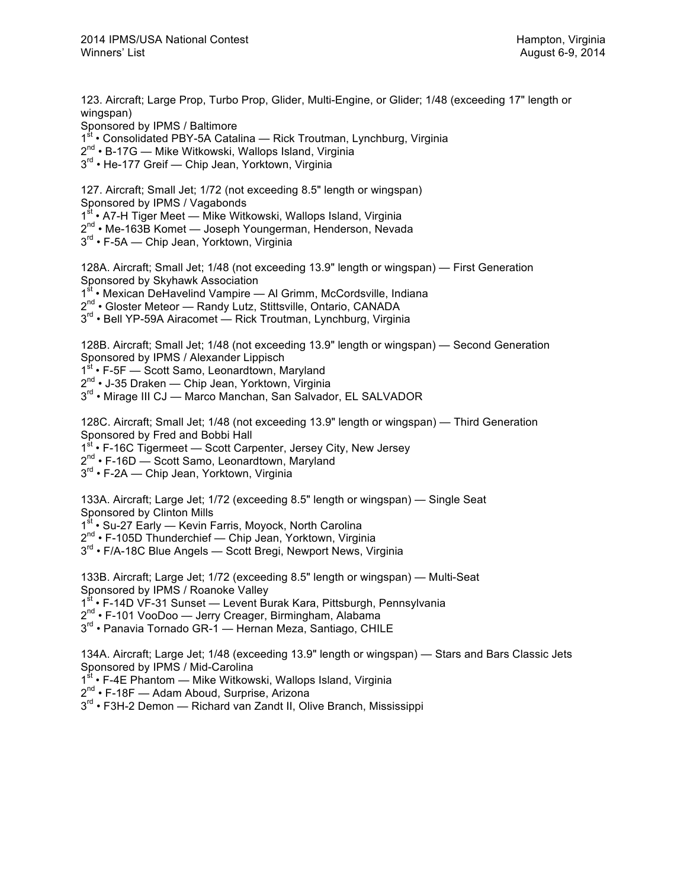123. Aircraft; Large Prop, Turbo Prop, Glider, Multi-Engine, or Glider; 1/48 (exceeding 17" length or wingspan)
Sponsored by IPMS / Baltimore
1st • Consolidated PBY-5A Catalina — Rick Troutman, Lynchburg, Virginia
2nd • B-17G — Mike Witkowski, Wallops Island, Virginia
3rd • He-177 Greif — Chip Jean, Yorktown, Virginia

127. Aircraft; Small Jet; 1/72 (not exceeding 8.5" length or wingspan)
Sponsored by IPMS / Vagabonds
1st • A7-H Tiger Meet — Mike Witkowski, Wallops Island, Virginia
2nd • Me-163B Komet — Joseph Youngerman, Henderson, Nevada
3rd • F-5A — Chip Jean, Yorktown, Virginia

128A. Aircraft; Small Jet; 1/48 (not exceeding 13.9" length or wingspan) — First Generation
Sponsored by Skyhawk Association
1st • Mexican DeHavelind Vampire — Al Grimm, McCordsville, Indiana
2nd • Gloster Meteor — Randy Lutz, Stittsville, Ontario, CANADA
3rd • Bell YP-59A Airacomet — Rick Troutman, Lynchburg, Virginia

128B. Aircraft; Small Jet; 1/48 (not exceeding 13.9" length or wingspan) — Second Generation
Sponsored by IPMS / Alexander Lippisch
1st • F-5F — Scott Samo, Leonardtown, Maryland
2nd • J-35 Draken — Chip Jean, Yorktown, Virginia
3rd • Mirage III CJ — Marco Manchan, San Salvador, EL SALVADOR

128C. Aircraft; Small Jet; 1/48 (not exceeding 13.9" length or wingspan) — Third Generation
Sponsored by Fred and Bobbi Hall
1st • F-16C Tigermeet — Scott Carpenter, Jersey City, New Jersey
2nd • F-16D — Scott Samo, Leonardtown, Maryland
3rd • F-2A — Chip Jean, Yorktown, Virginia

133A. Aircraft; Large Jet; 1/72 (exceeding 8.5" length or wingspan) — Single Seat
Sponsored by Clinton Mills
1st • Su-27 Early — Kevin Farris, Moyock, North Carolina
2nd • F-105D Thunderchief — Chip Jean, Yorktown, Virginia
3rd • F/A-18C Blue Angels — Scott Bregi, Newport News, Virginia

133B. Aircraft; Large Jet; 1/72 (exceeding 8.5" length or wingspan) — Multi-Seat
Sponsored by IPMS / Roanoke Valley
1st • F-14D VF-31 Sunset — Levent Burak Kara, Pittsburgh, Pennsylvania
2nd • F-101 VooDoo — Jerry Creager, Birmingham, Alabama
3rd • Panavia Tornado GR-1 — Hernan Meza, Santiago, CHILE

134A. Aircraft; Large Jet; 1/48 (exceeding 13.9" length or wingspan) — Stars and Bars Classic Jets
Sponsored by IPMS / Mid-Carolina
1st • F-4E Phantom — Mike Witkowski, Wallops Island, Virginia
2nd • F-18F — Adam Aboud, Surprise, Arizona
3rd • F3H-2 Demon — Richard van Zandt II, Olive Branch, Mississippi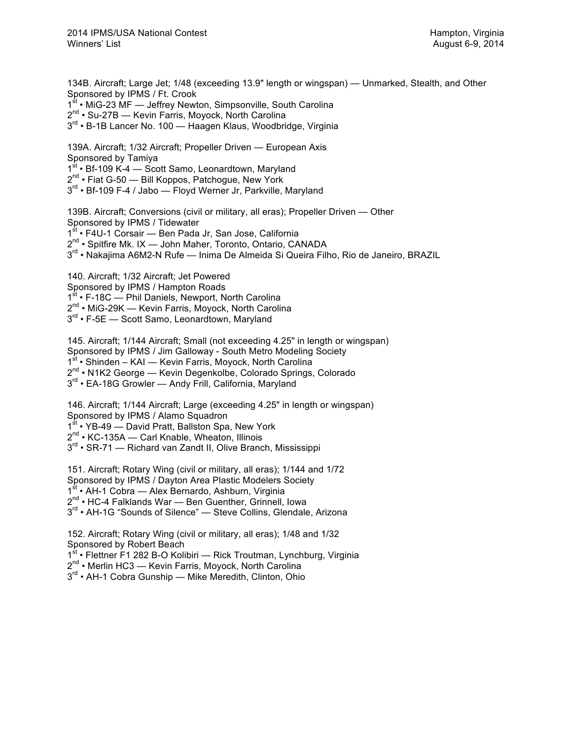134B. Aircraft; Large Jet; 1/48 (exceeding 13.9" length or wingspan) — Unmarked, Stealth, and Other
Sponsored by IPMS / Ft. Crook
1st • MiG-23 MF — Jeffrey Newton, Simpsonville, South Carolina
2nd • Su-27B — Kevin Farris, Moyock, North Carolina
3rd • B-1B Lancer No. 100 — Haagen Klaus, Woodbridge, Virginia

139A. Aircraft; 1/32 Aircraft; Propeller Driven — European Axis
Sponsored by Tamiya
1st • Bf-109 K-4 — Scott Samo, Leonardtown, Maryland
2nd • Fiat G-50 — Bill Koppos, Patchogue, New York
3rd • Bf-109 F-4 / Jabo — Floyd Werner Jr, Parkville, Maryland

139B. Aircraft; Conversions (civil or military, all eras); Propeller Driven — Other
Sponsored by IPMS / Tidewater
1st • F4U-1 Corsair — Ben Pada Jr, San Jose, California
2nd • Spitfire Mk. IX — John Maher, Toronto, Ontario, CANADA
3rd • Nakajima A6M2-N Rufe — Inima De Almeida Si Queira Filho, Rio de Janeiro, BRAZIL

140. Aircraft; 1/32 Aircraft; Jet Powered
Sponsored by IPMS / Hampton Roads
1st • F-18C — Phil Daniels, Newport, North Carolina
2nd • MiG-29K — Kevin Farris, Moyock, North Carolina
3rd • F-5E — Scott Samo, Leonardtown, Maryland

145. Aircraft; 1/144 Aircraft; Small (not exceeding 4.25" in length or wingspan)
Sponsored by IPMS / Jim Galloway - South Metro Modeling Society
1st • Shinden – KAI — Kevin Farris, Moyock, North Carolina
2nd • N1K2 George — Kevin Degenkolbe, Colorado Springs, Colorado
3rd • EA-18G Growler — Andy Frill, California, Maryland

146. Aircraft; 1/144 Aircraft; Large (exceeding 4.25" in length or wingspan)
Sponsored by IPMS / Alamo Squadron
1st • YB-49 — David Pratt, Ballston Spa, New York
2nd • KC-135A — Carl Knable, Wheaton, Illinois
3rd • SR-71 — Richard van Zandt II, Olive Branch, Mississippi

151. Aircraft; Rotary Wing (civil or military, all eras); 1/144 and 1/72
Sponsored by IPMS / Dayton Area Plastic Modelers Society
1st • AH-1 Cobra — Alex Bernardo, Ashburn, Virginia
2nd • HC-4 Falklands War — Ben Guenther, Grinnell, Iowa
3rd • AH-1G "Sounds of Silence" — Steve Collins, Glendale, Arizona

152. Aircraft; Rotary Wing (civil or military, all eras); 1/48 and 1/32
Sponsored by Robert Beach
1st • Flettner F1 282 B-O Kolibiri — Rick Troutman, Lynchburg, Virginia
2nd • Merlin HC3 — Kevin Farris, Moyock, North Carolina
3rd • AH-1 Cobra Gunship — Mike Meredith, Clinton, Ohio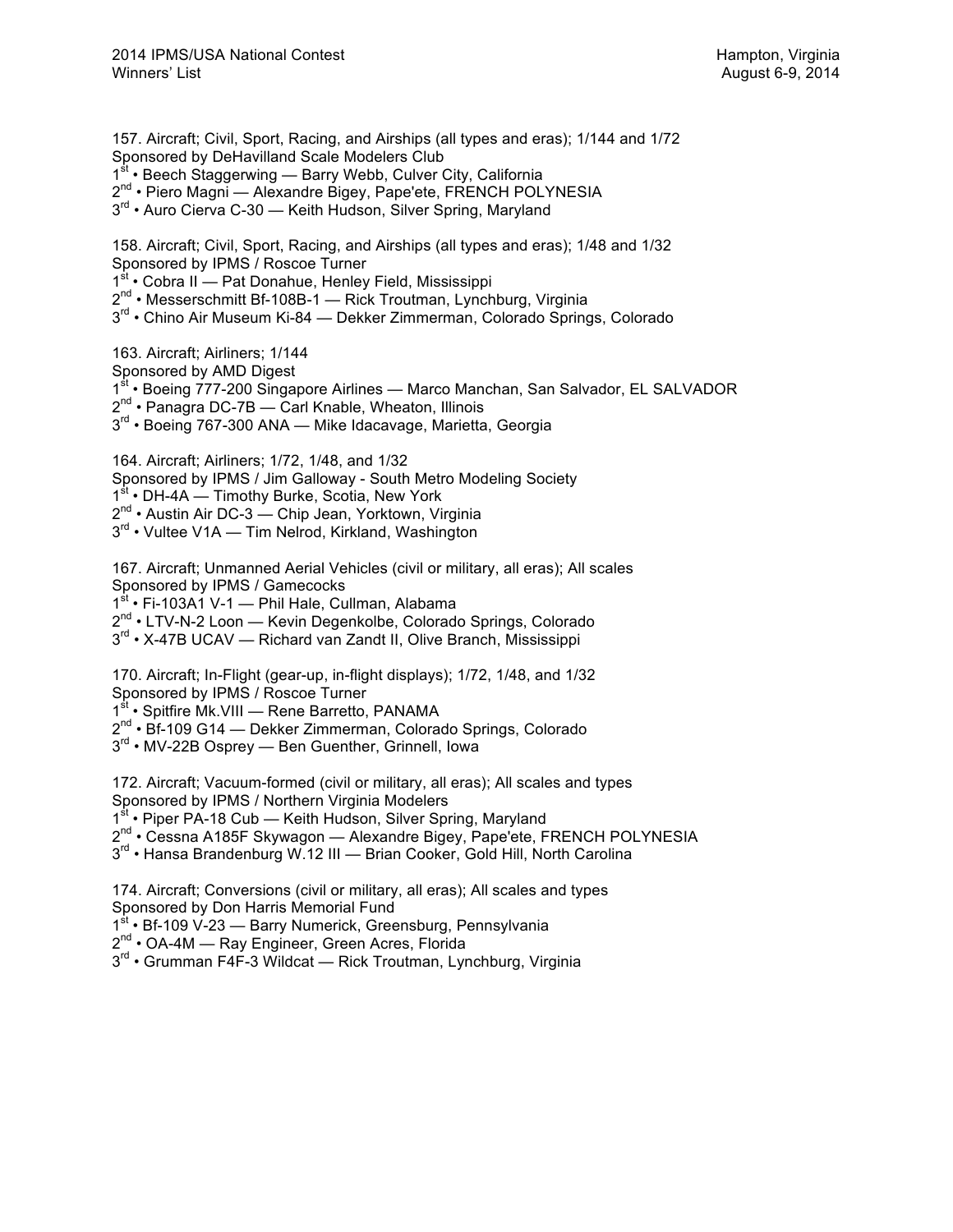157. Aircraft; Civil, Sport, Racing, and Airships (all types and eras); 1/144 and 1/72
Sponsored by DeHavilland Scale Modelers Club
1st • Beech Staggerwing — Barry Webb, Culver City, California
2nd • Piero Magni — Alexandre Bigey, Pape'ete, FRENCH POLYNESIA
3rd • Auro Cierva C-30 — Keith Hudson, Silver Spring, Maryland

158. Aircraft; Civil, Sport, Racing, and Airships (all types and eras); 1/48 and 1/32
Sponsored by IPMS / Roscoe Turner
1st • Cobra II — Pat Donahue, Henley Field, Mississippi
2nd • Messerschmitt Bf-108B-1 — Rick Troutman, Lynchburg, Virginia
3rd • Chino Air Museum Ki-84 — Dekker Zimmerman, Colorado Springs, Colorado

163. Aircraft; Airliners; 1/144
Sponsored by AMD Digest
1st • Boeing 777-200 Singapore Airlines — Marco Manchan, San Salvador, EL SALVADOR
2nd • Panagra DC-7B — Carl Knable, Wheaton, Illinois
3rd • Boeing 767-300 ANA — Mike Idacavage, Marietta, Georgia

164. Aircraft; Airliners; 1/72, 1/48, and 1/32
Sponsored by IPMS / Jim Galloway - South Metro Modeling Society
1st • DH-4A — Timothy Burke, Scotia, New York
2nd • Austin Air DC-3 — Chip Jean, Yorktown, Virginia
3rd • Vultee V1A — Tim Nelrod, Kirkland, Washington

167. Aircraft; Unmanned Aerial Vehicles (civil or military, all eras); All scales
Sponsored by IPMS / Gamecocks
1st • Fi-103A1 V-1 — Phil Hale, Cullman, Alabama
2nd • LTV-N-2 Loon — Kevin Degenkolbe, Colorado Springs, Colorado
3rd • X-47B UCAV — Richard van Zandt II, Olive Branch, Mississippi

170. Aircraft; In-Flight (gear-up, in-flight displays); 1/72, 1/48, and 1/32
Sponsored by IPMS / Roscoe Turner
1st • Spitfire Mk.VIII — Rene Barretto, PANAMA
2nd • Bf-109 G14 — Dekker Zimmerman, Colorado Springs, Colorado
3rd • MV-22B Osprey — Ben Guenther, Grinnell, Iowa

172. Aircraft; Vacuum-formed (civil or military, all eras); All scales and types
Sponsored by IPMS / Northern Virginia Modelers
1st • Piper PA-18 Cub — Keith Hudson, Silver Spring, Maryland
2nd • Cessna A185F Skywagon — Alexandre Bigey, Pape'ete, FRENCH POLYNESIA
3rd • Hansa Brandenburg W.12 III — Brian Cooker, Gold Hill, North Carolina

174. Aircraft; Conversions (civil or military, all eras); All scales and types
Sponsored by Don Harris Memorial Fund
1st • Bf-109 V-23 — Barry Numerick, Greensburg, Pennsylvania
2nd • OA-4M — Ray Engineer, Green Acres, Florida
3rd • Grumman F4F-3 Wildcat — Rick Troutman, Lynchburg, Virginia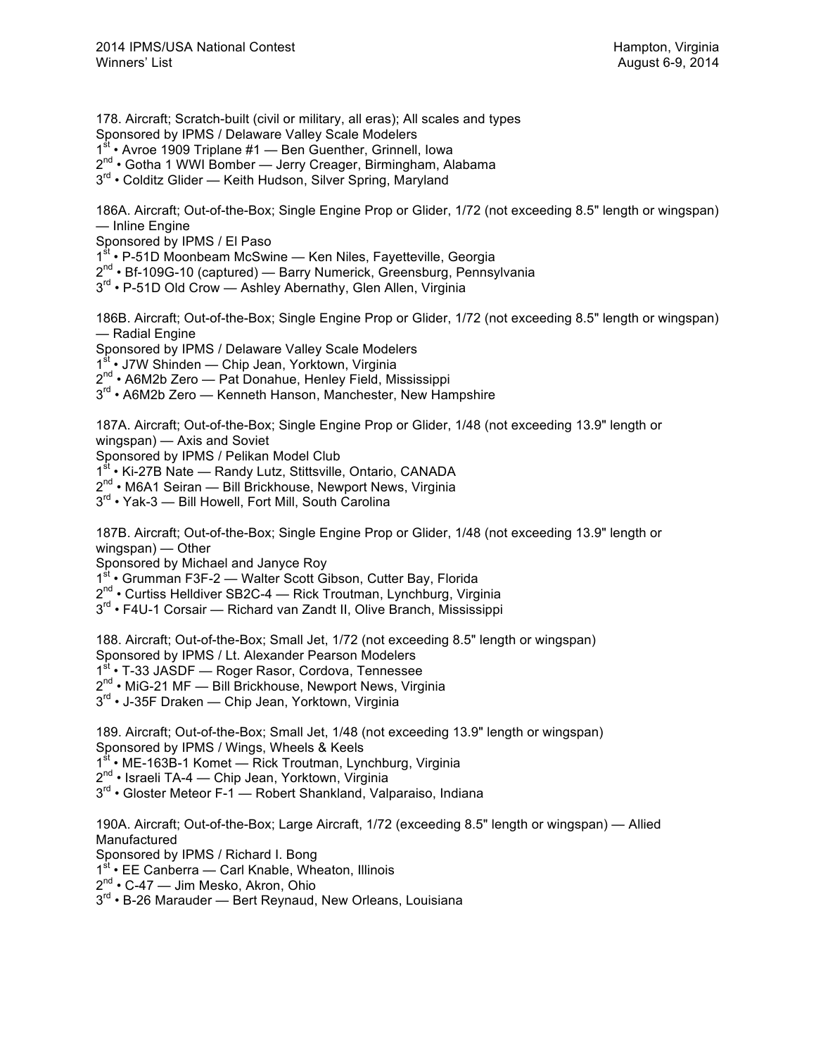178. Aircraft; Scratch-built (civil or military, all eras); All scales and types
Sponsored by IPMS / Delaware Valley Scale Modelers
1st • Avroe 1909 Triplane #1 — Ben Guenther, Grinnell, Iowa
2nd • Gotha 1 WWI Bomber — Jerry Creager, Birmingham, Alabama
3rd • Colditz Glider — Keith Hudson, Silver Spring, Maryland

186A. Aircraft; Out-of-the-Box; Single Engine Prop or Glider, 1/72 (not exceeding 8.5" length or wingspan) — Inline Engine
Sponsored by IPMS / El Paso
1st • P-51D Moonbeam McSwine — Ken Niles, Fayetteville, Georgia
2nd • Bf-109G-10 (captured) — Barry Numerick, Greensburg, Pennsylvania
3rd • P-51D Old Crow — Ashley Abernathy, Glen Allen, Virginia

186B. Aircraft; Out-of-the-Box; Single Engine Prop or Glider, 1/72 (not exceeding 8.5" length or wingspan) — Radial Engine
Sponsored by IPMS / Delaware Valley Scale Modelers
1st • J7W Shinden — Chip Jean, Yorktown, Virginia
2nd • A6M2b Zero — Pat Donahue, Henley Field, Mississippi
3rd • A6M2b Zero — Kenneth Hanson, Manchester, New Hampshire

187A. Aircraft; Out-of-the-Box; Single Engine Prop or Glider, 1/48 (not exceeding 13.9" length or wingspan) — Axis and Soviet
Sponsored by IPMS / Pelikan Model Club
1st • Ki-27B Nate — Randy Lutz, Stittsville, Ontario, CANADA
2nd • M6A1 Seiran — Bill Brickhouse, Newport News, Virginia
3rd • Yak-3 — Bill Howell, Fort Mill, South Carolina

187B. Aircraft; Out-of-the-Box; Single Engine Prop or Glider, 1/48 (not exceeding 13.9" length or wingspan) — Other
Sponsored by Michael and Janyce Roy
1st • Grumman F3F-2 — Walter Scott Gibson, Cutter Bay, Florida
2nd • Curtiss Helldiver SB2C-4 — Rick Troutman, Lynchburg, Virginia
3rd • F4U-1 Corsair — Richard van Zandt II, Olive Branch, Mississippi

188. Aircraft; Out-of-the-Box; Small Jet, 1/72 (not exceeding 8.5" length or wingspan)
Sponsored by IPMS / Lt. Alexander Pearson Modelers
1st • T-33 JASDF — Roger Rasor, Cordova, Tennessee
2nd • MiG-21 MF — Bill Brickhouse, Newport News, Virginia
3rd • J-35F Draken — Chip Jean, Yorktown, Virginia

189. Aircraft; Out-of-the-Box; Small Jet, 1/48 (not exceeding 13.9" length or wingspan)
Sponsored by IPMS / Wings, Wheels & Keels
1st • ME-163B-1 Komet — Rick Troutman, Lynchburg, Virginia
2nd • Israeli TA-4 — Chip Jean, Yorktown, Virginia
3rd • Gloster Meteor F-1 — Robert Shankland, Valparaiso, Indiana

190A. Aircraft; Out-of-the-Box; Large Aircraft, 1/72 (exceeding 8.5" length or wingspan) — Allied Manufactured
Sponsored by IPMS / Richard I. Bong
1st • EE Canberra — Carl Knable, Wheaton, Illinois
2nd • C-47 — Jim Mesko, Akron, Ohio
3rd • B-26 Marauder — Bert Reynaud, New Orleans, Louisiana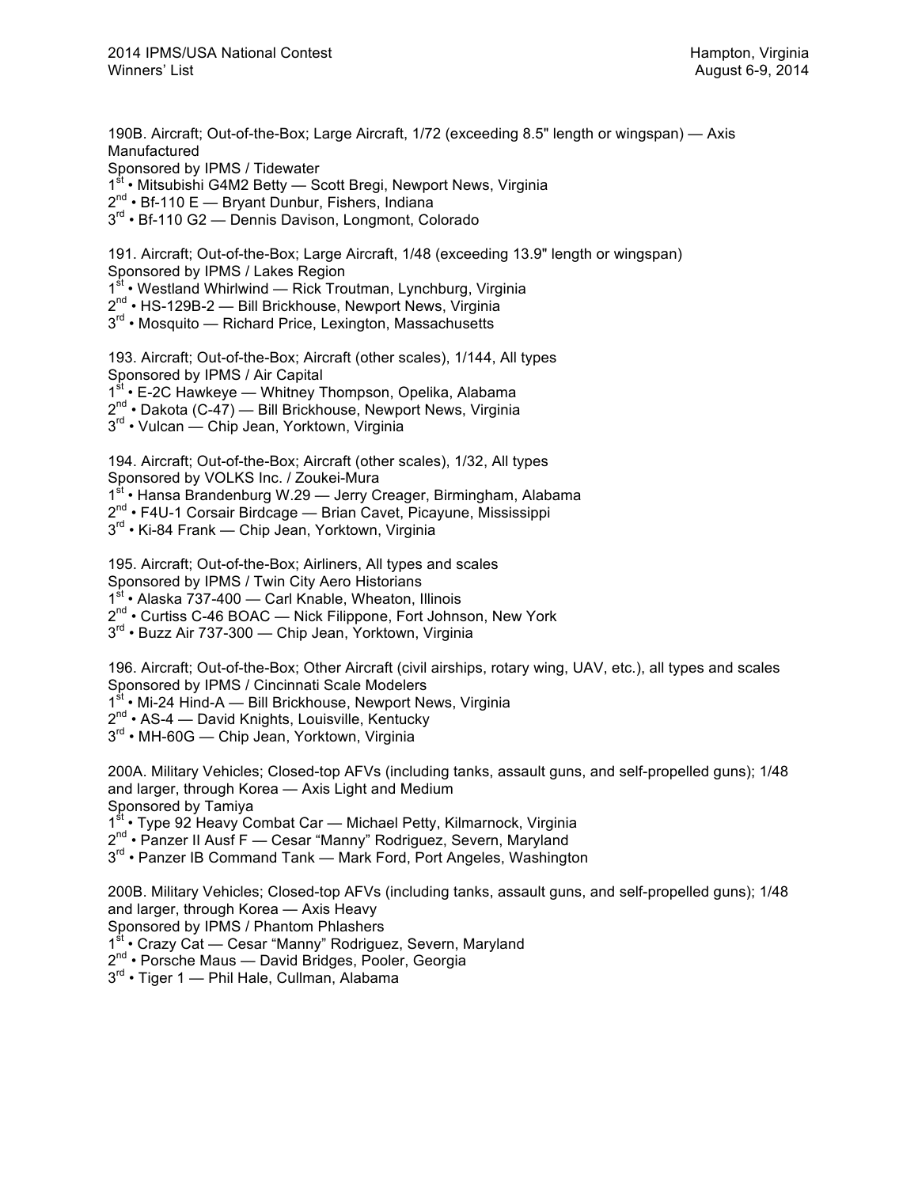190B. Aircraft; Out-of-the-Box; Large Aircraft, 1/72 (exceeding 8.5" length or wingspan) — Axis Manufactured
Sponsored by IPMS / Tidewater
1st • Mitsubishi G4M2 Betty — Scott Bregi, Newport News, Virginia
2nd • Bf-110 E — Bryant Dunbur, Fishers, Indiana
3rd • Bf-110 G2 — Dennis Davison, Longmont, Colorado

191. Aircraft; Out-of-the-Box; Large Aircraft, 1/48 (exceeding 13.9" length or wingspan)
Sponsored by IPMS / Lakes Region
1st • Westland Whirlwind — Rick Troutman, Lynchburg, Virginia
2nd • HS-129B-2 — Bill Brickhouse, Newport News, Virginia
3rd • Mosquito — Richard Price, Lexington, Massachusetts

193. Aircraft; Out-of-the-Box; Aircraft (other scales), 1/144, All types
Sponsored by IPMS / Air Capital
1st • E-2C Hawkeye — Whitney Thompson, Opelika, Alabama
2nd • Dakota (C-47) — Bill Brickhouse, Newport News, Virginia
3rd • Vulcan — Chip Jean, Yorktown, Virginia

194. Aircraft; Out-of-the-Box; Aircraft (other scales), 1/32, All types
Sponsored by VOLKS Inc. / Zoukei-Mura
1st • Hansa Brandenburg W.29 — Jerry Creager, Birmingham, Alabama
2nd • F4U-1 Corsair Birdcage — Brian Cavet, Picayune, Mississippi
3rd • Ki-84 Frank — Chip Jean, Yorktown, Virginia

195. Aircraft; Out-of-the-Box; Airliners, All types and scales
Sponsored by IPMS / Twin City Aero Historians
1st • Alaska 737-400 — Carl Knable, Wheaton, Illinois
2nd • Curtiss C-46 BOAC — Nick Filippone, Fort Johnson, New York
3rd • Buzz Air 737-300 — Chip Jean, Yorktown, Virginia

196. Aircraft; Out-of-the-Box; Other Aircraft (civil airships, rotary wing, UAV, etc.), all types and scales
Sponsored by IPMS / Cincinnati Scale Modelers
1st • Mi-24 Hind-A — Bill Brickhouse, Newport News, Virginia
2nd • AS-4 — David Knights, Louisville, Kentucky
3rd • MH-60G — Chip Jean, Yorktown, Virginia

200A. Military Vehicles; Closed-top AFVs (including tanks, assault guns, and self-propelled guns); 1/48 and larger, through Korea — Axis Light and Medium
Sponsored by Tamiya
1st • Type 92 Heavy Combat Car — Michael Petty, Kilmarnock, Virginia
2nd • Panzer II Ausf F — Cesar "Manny" Rodriguez, Severn, Maryland
3rd • Panzer IB Command Tank — Mark Ford, Port Angeles, Washington

200B. Military Vehicles; Closed-top AFVs (including tanks, assault guns, and self-propelled guns); 1/48 and larger, through Korea — Axis Heavy
Sponsored by IPMS / Phantom Phlashers
1st • Crazy Cat — Cesar "Manny" Rodriguez, Severn, Maryland
2nd • Porsche Maus — David Bridges, Pooler, Georgia
3rd • Tiger 1 — Phil Hale, Cullman, Alabama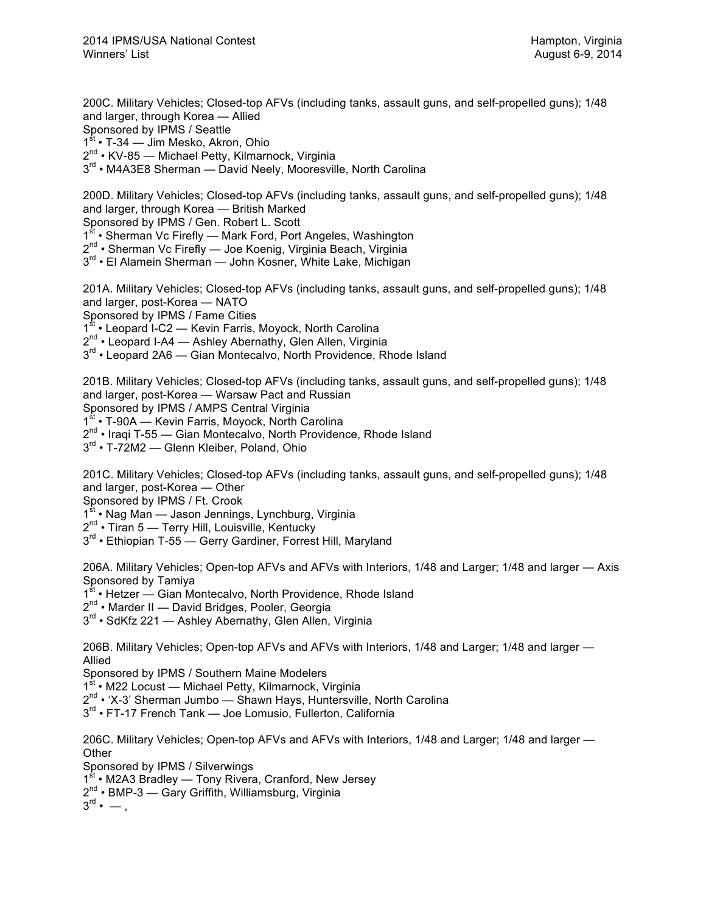200C. Military Vehicles; Closed-top AFVs (including tanks, assault guns, and self-propelled guns); 1/48 and larger, through Korea — Allied
Sponsored by IPMS / Seattle
1st • T-34 — Jim Mesko, Akron, Ohio
2nd • KV-85 — Michael Petty, Kilmarnock, Virginia
3rd • M4A3E8 Sherman — David Neely, Mooresville, North Carolina

200D. Military Vehicles; Closed-top AFVs (including tanks, assault guns, and self-propelled guns); 1/48 and larger, through Korea — British Marked
Sponsored by IPMS / Gen. Robert L. Scott
1st • Sherman Vc Firefly — Mark Ford, Port Angeles, Washington
2nd • Sherman Vc Firefly — Joe Koenig, Virginia Beach, Virginia
3rd • El Alamein Sherman — John Kosner, White Lake, Michigan

201A. Military Vehicles; Closed-top AFVs (including tanks, assault guns, and self-propelled guns); 1/48 and larger, post-Korea — NATO
Sponsored by IPMS / Fame Cities
1st • Leopard I-C2 — Kevin Farris, Moyock, North Carolina
2nd • Leopard I-A4 — Ashley Abernathy, Glen Allen, Virginia
3rd • Leopard 2A6 — Gian Montecalvo, North Providence, Rhode Island

201B. Military Vehicles; Closed-top AFVs (including tanks, assault guns, and self-propelled guns); 1/48 and larger, post-Korea — Warsaw Pact and Russian
Sponsored by IPMS / AMPS Central Virginia
1st • T-90A — Kevin Farris, Moyock, North Carolina
2nd • Iraqi T-55 — Gian Montecalvo, North Providence, Rhode Island
3rd • T-72M2 — Glenn Kleiber, Poland, Ohio

201C. Military Vehicles; Closed-top AFVs (including tanks, assault guns, and self-propelled guns); 1/48 and larger, post-Korea — Other
Sponsored by IPMS / Ft. Crook
1st • Nag Man — Jason Jennings, Lynchburg, Virginia
2nd • Tiran 5 — Terry Hill, Louisville, Kentucky
3rd • Ethiopian T-55 — Gerry Gardiner, Forrest Hill, Maryland

206A. Military Vehicles; Open-top AFVs and AFVs with Interiors, 1/48 and Larger; 1/48 and larger — Axis
Sponsored by Tamiya
1st • Hetzer — Gian Montecalvo, North Providence, Rhode Island
2nd • Marder II — David Bridges, Pooler, Georgia
3rd • SdKfz 221 — Ashley Abernathy, Glen Allen, Virginia

206B. Military Vehicles; Open-top AFVs and AFVs with Interiors, 1/48 and Larger; 1/48 and larger — Allied
Sponsored by IPMS / Southern Maine Modelers
1st • M22 Locust — Michael Petty, Kilmarnock, Virginia
2nd • 'X-3' Sherman Jumbo — Shawn Hays, Huntersville, North Carolina
3rd • FT-17 French Tank — Joe Lomusio, Fullerton, California

206C. Military Vehicles; Open-top AFVs and AFVs with Interiors, 1/48 and Larger; 1/48 and larger — Other
Sponsored by IPMS / Silverwings
1st • M2A3 Bradley — Tony Rivera, Cranford, New Jersey
2nd • BMP-3 — Gary Griffith, Williamsburg, Virginia
3rd • — ,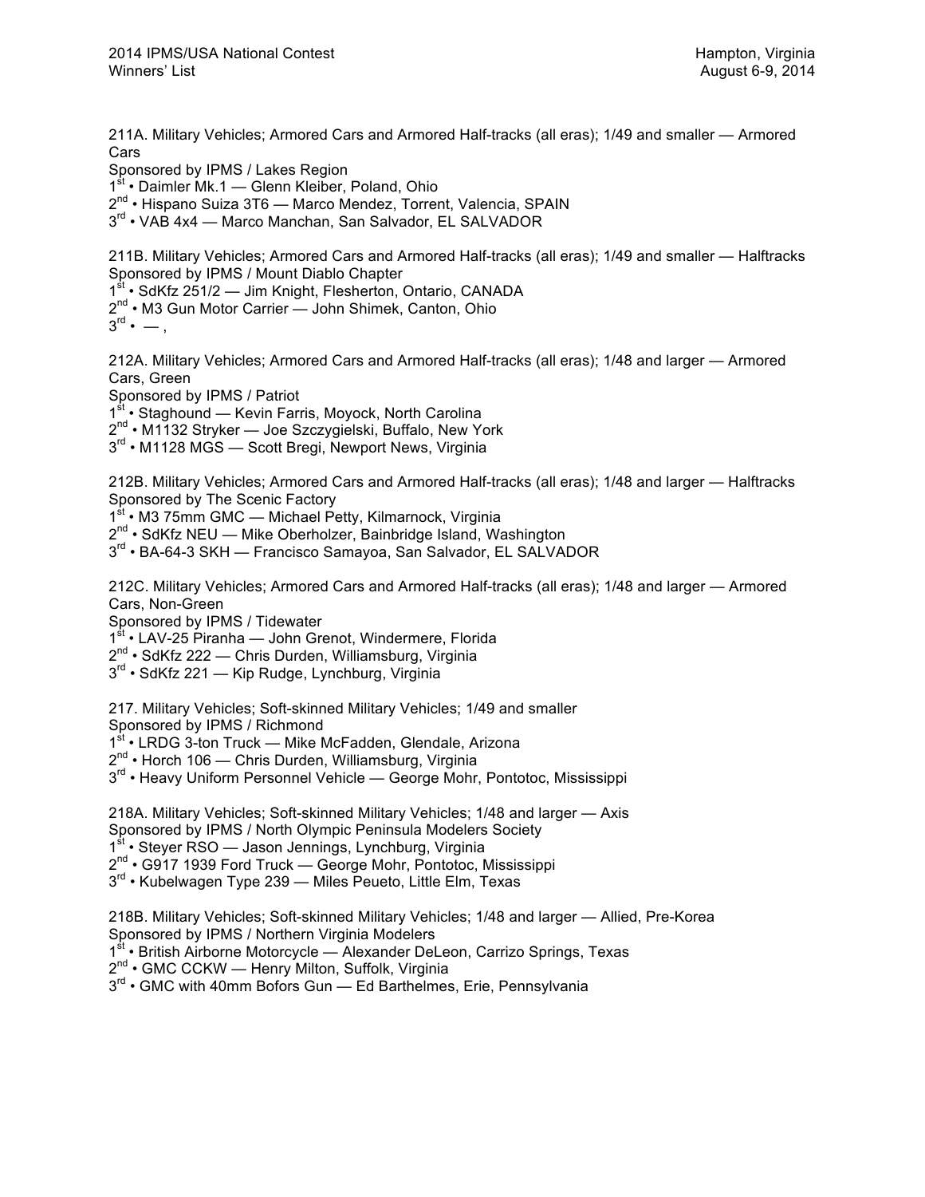211A. Military Vehicles; Armored Cars and Armored Half-tracks (all eras); 1/49 and smaller — Armored Cars
Sponsored by IPMS / Lakes Region
1st • Daimler Mk.1 — Glenn Kleiber, Poland, Ohio
2nd • Hispano Suiza 3T6 — Marco Mendez, Torrent, Valencia, SPAIN
3rd • VAB 4x4 — Marco Manchan, San Salvador, EL SALVADOR

211B. Military Vehicles; Armored Cars and Armored Half-tracks (all eras); 1/49 and smaller — Halftracks
Sponsored by IPMS / Mount Diablo Chapter
1st • SdKfz 251/2 — Jim Knight, Flesherton, Ontario, CANADA
2nd • M3 Gun Motor Carrier — John Shimek, Canton, Ohio
3rd • — ,

212A. Military Vehicles; Armored Cars and Armored Half-tracks (all eras); 1/48 and larger — Armored Cars, Green
Sponsored by IPMS / Patriot
1st • Staghound — Kevin Farris, Moyock, North Carolina
2nd • M1132 Stryker — Joe Szczygielski, Buffalo, New York
3rd • M1128 MGS — Scott Bregi, Newport News, Virginia

212B. Military Vehicles; Armored Cars and Armored Half-tracks (all eras); 1/48 and larger — Halftracks
Sponsored by The Scenic Factory
1st • M3 75mm GMC — Michael Petty, Kilmarnock, Virginia
2nd • SdKfz NEU — Mike Oberholzer, Bainbridge Island, Washington
3rd • BA-64-3 SKH — Francisco Samayoa, San Salvador, EL SALVADOR

212C. Military Vehicles; Armored Cars and Armored Half-tracks (all eras); 1/48 and larger — Armored Cars, Non-Green
Sponsored by IPMS / Tidewater
1st • LAV-25 Piranha — John Grenot, Windermere, Florida
2nd • SdKfz 222 — Chris Durden, Williamsburg, Virginia
3rd • SdKfz 221 — Kip Rudge, Lynchburg, Virginia

217. Military Vehicles; Soft-skinned Military Vehicles; 1/49 and smaller
Sponsored by IPMS / Richmond
1st • LRDG 3-ton Truck — Mike McFadden, Glendale, Arizona
2nd • Horch 106 — Chris Durden, Williamsburg, Virginia
3rd • Heavy Uniform Personnel Vehicle — George Mohr, Pontotoc, Mississippi

218A. Military Vehicles; Soft-skinned Military Vehicles; 1/48 and larger — Axis
Sponsored by IPMS / North Olympic Peninsula Modelers Society
1st • Steyer RSO — Jason Jennings, Lynchburg, Virginia
2nd • G917 1939 Ford Truck — George Mohr, Pontotoc, Mississippi
3rd • Kubelwagen Type 239 — Miles Peueto, Little Elm, Texas

218B. Military Vehicles; Soft-skinned Military Vehicles; 1/48 and larger — Allied, Pre-Korea
Sponsored by IPMS / Northern Virginia Modelers
1st • British Airborne Motorcycle — Alexander DeLeon, Carrizo Springs, Texas
2nd • GMC CCKW — Henry Milton, Suffolk, Virginia
3rd • GMC with 40mm Bofors Gun — Ed Barthelmes, Erie, Pennsylvania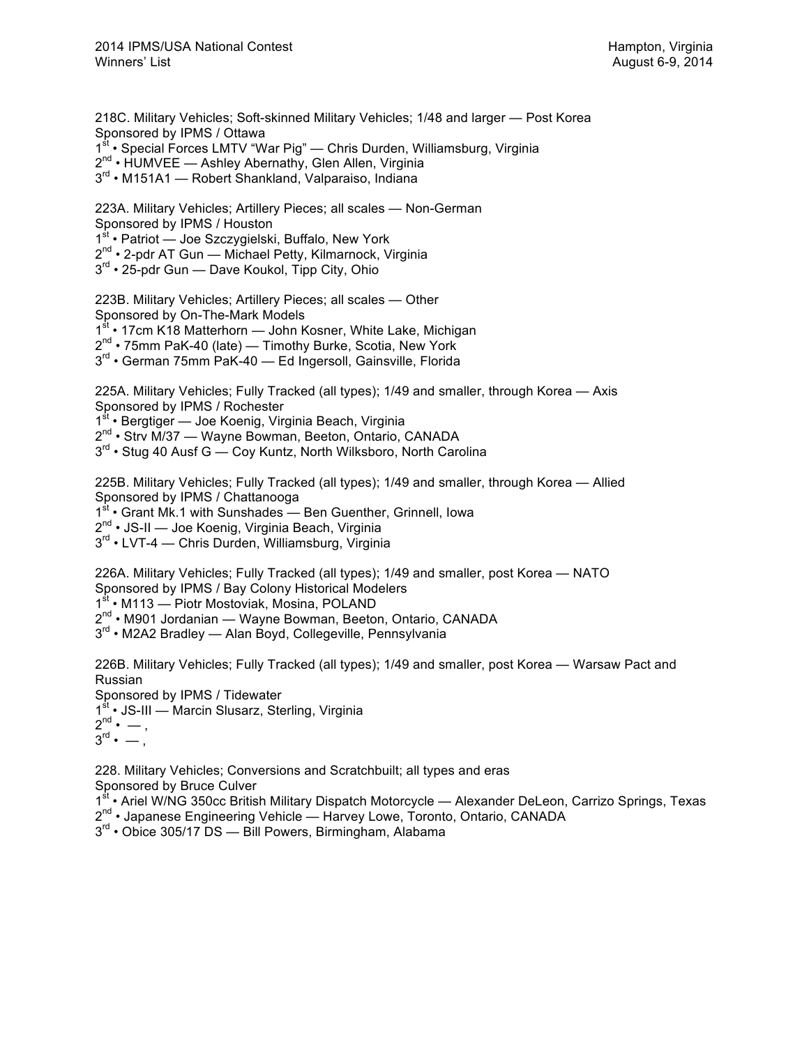218C. Military Vehicles; Soft-skinned Military Vehicles; 1/48 and larger — Post Korea
Sponsored by IPMS / Ottawa
1st • Special Forces LMTV "War Pig" — Chris Durden, Williamsburg, Virginia
2nd • HUMVEE — Ashley Abernathy, Glen Allen, Virginia
3rd • M151A1 — Robert Shankland, Valparaiso, Indiana

223A. Military Vehicles; Artillery Pieces; all scales — Non-German
Sponsored by IPMS / Houston
1st • Patriot — Joe Szczygielski, Buffalo, New York
2nd • 2-pdr AT Gun — Michael Petty, Kilmarnock, Virginia
3rd • 25-pdr Gun — Dave Koukol, Tipp City, Ohio

223B. Military Vehicles; Artillery Pieces; all scales — Other
Sponsored by On-The-Mark Models
1st • 17cm K18 Matterhorn — John Kosner, White Lake, Michigan
2nd • 75mm PaK-40 (late) — Timothy Burke, Scotia, New York
3rd • German 75mm PaK-40 — Ed Ingersoll, Gainsville, Florida

225A. Military Vehicles; Fully Tracked (all types); 1/49 and smaller, through Korea — Axis
Sponsored by IPMS / Rochester
1st • Bergtiger — Joe Koenig, Virginia Beach, Virginia
2nd • Strv M/37 — Wayne Bowman, Beeton, Ontario, CANADA
3rd • Stug 40 Ausf G — Coy Kuntz, North Wilksboro, North Carolina

225B. Military Vehicles; Fully Tracked (all types); 1/49 and smaller, through Korea — Allied
Sponsored by IPMS / Chattanooga
1st • Grant Mk.1 with Sunshades — Ben Guenther, Grinnell, Iowa
2nd • JS-II — Joe Koenig, Virginia Beach, Virginia
3rd • LVT-4 — Chris Durden, Williamsburg, Virginia

226A. Military Vehicles; Fully Tracked (all types); 1/49 and smaller, post Korea — NATO
Sponsored by IPMS / Bay Colony Historical Modelers
1st • M113 — Piotr Mostoviak, Mosina, POLAND
2nd • M901 Jordanian — Wayne Bowman, Beeton, Ontario, CANADA
3rd • M2A2 Bradley — Alan Boyd, Collegeville, Pennsylvania

226B. Military Vehicles; Fully Tracked (all types); 1/49 and smaller, post Korea — Warsaw Pact and Russian
Sponsored by IPMS / Tidewater
1st • JS-III — Marcin Slusarz, Sterling, Virginia
2nd • — ,
3rd • — ,

228. Military Vehicles; Conversions and Scratchbuilt; all types and eras
Sponsored by Bruce Culver
1st • Ariel W/NG 350cc British Military Dispatch Motorcycle — Alexander DeLeon, Carrizo Springs, Texas
2nd • Japanese Engineering Vehicle — Harvey Lowe, Toronto, Ontario, CANADA
3rd • Obice 305/17 DS — Bill Powers, Birmingham, Alabama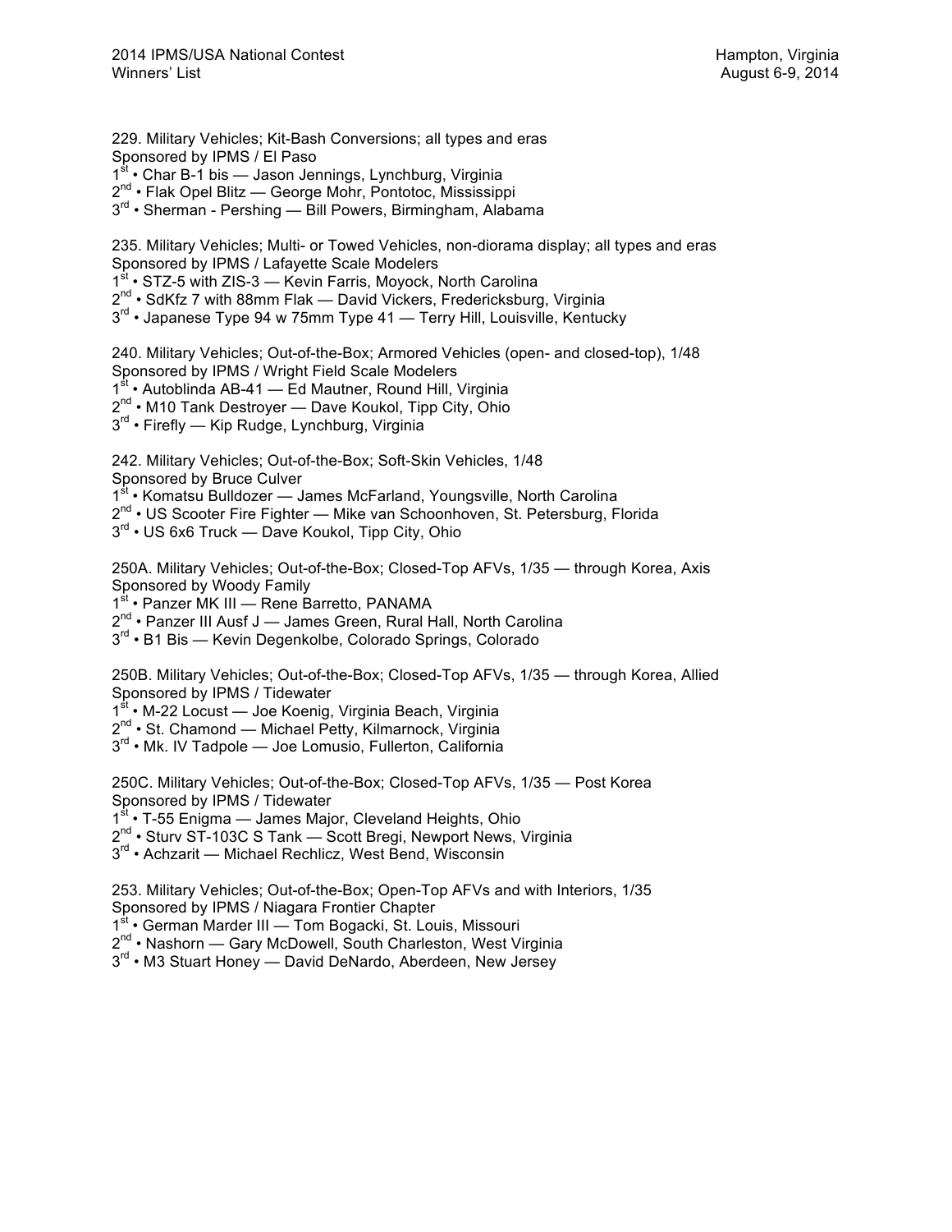229. Military Vehicles; Kit-Bash Conversions; all types and eras
Sponsored by IPMS / El Paso
1st • Char B-1 bis — Jason Jennings, Lynchburg, Virginia
2nd • Flak Opel Blitz — George Mohr, Pontotoc, Mississippi
3rd • Sherman - Pershing — Bill Powers, Birmingham, Alabama

235. Military Vehicles; Multi- or Towed Vehicles, non-diorama display; all types and eras
Sponsored by IPMS / Lafayette Scale Modelers
1st • STZ-5 with ZIS-3 — Kevin Farris, Moyock, North Carolina
2nd • SdKfz 7 with 88mm Flak — David Vickers, Fredericksburg, Virginia
3rd • Japanese Type 94 w 75mm Type 41 — Terry Hill, Louisville, Kentucky

240. Military Vehicles; Out-of-the-Box; Armored Vehicles (open- and closed-top), 1/48
Sponsored by IPMS / Wright Field Scale Modelers
1st • Autoblinda AB-41 — Ed Mautner, Round Hill, Virginia
2nd • M10 Tank Destroyer — Dave Koukol, Tipp City, Ohio
3rd • Firefly — Kip Rudge, Lynchburg, Virginia

242. Military Vehicles; Out-of-the-Box; Soft-Skin Vehicles, 1/48
Sponsored by Bruce Culver
1st • Komatsu Bulldozer — James McFarland, Youngsville, North Carolina
2nd • US Scooter Fire Fighter — Mike van Schoonhoven, St. Petersburg, Florida
3rd • US 6x6 Truck — Dave Koukol, Tipp City, Ohio

250A. Military Vehicles; Out-of-the-Box; Closed-Top AFVs, 1/35 — through Korea, Axis
Sponsored by Woody Family
1st • Panzer MK III — Rene Barretto, PANAMA
2nd • Panzer III Ausf J — James Green, Rural Hall, North Carolina
3rd • B1 Bis — Kevin Degenkolbe, Colorado Springs, Colorado

250B. Military Vehicles; Out-of-the-Box; Closed-Top AFVs, 1/35 — through Korea, Allied
Sponsored by IPMS / Tidewater
1st • M-22 Locust — Joe Koenig, Virginia Beach, Virginia
2nd • St. Chamond — Michael Petty, Kilmarnock, Virginia
3rd • Mk. IV Tadpole — Joe Lomusio, Fullerton, California

250C. Military Vehicles; Out-of-the-Box; Closed-Top AFVs, 1/35 — Post Korea
Sponsored by IPMS / Tidewater
1st • T-55 Enigma — James Major, Cleveland Heights, Ohio
2nd • Sturv ST-103C S Tank — Scott Bregi, Newport News, Virginia
3rd • Achzarit — Michael Rechlicz, West Bend, Wisconsin

253. Military Vehicles; Out-of-the-Box; Open-Top AFVs and with Interiors, 1/35
Sponsored by IPMS / Niagara Frontier Chapter
1st • German Marder III — Tom Bogacki, St. Louis, Missouri
2nd • Nashorn — Gary McDowell, South Charleston, West Virginia
3rd • M3 Stuart Honey — David DeNardo, Aberdeen, New Jersey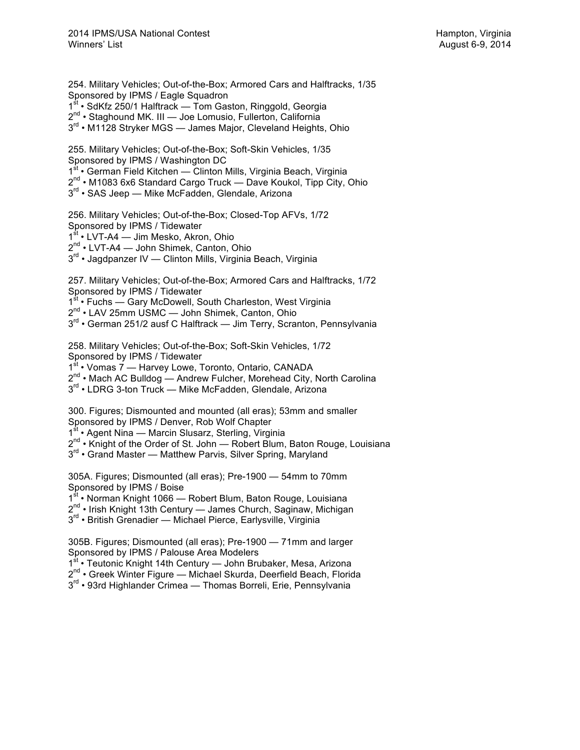254. Military Vehicles; Out-of-the-Box; Armored Cars and Halftracks, 1/35
Sponsored by IPMS / Eagle Squadron
1st • SdKfz 250/1 Halftrack — Tom Gaston, Ringgold, Georgia
2nd • Staghound MK. III — Joe Lomusio, Fullerton, California
3rd • M1128 Stryker MGS — James Major, Cleveland Heights, Ohio

255. Military Vehicles; Out-of-the-Box; Soft-Skin Vehicles, 1/35
Sponsored by IPMS / Washington DC
1st • German Field Kitchen — Clinton Mills, Virginia Beach, Virginia
2nd • M1083 6x6 Standard Cargo Truck — Dave Koukol, Tipp City, Ohio
3rd • SAS Jeep — Mike McFadden, Glendale, Arizona

256. Military Vehicles; Out-of-the-Box; Closed-Top AFVs, 1/72
Sponsored by IPMS / Tidewater
1st • LVT-A4 — Jim Mesko, Akron, Ohio
2nd • LVT-A4 — John Shimek, Canton, Ohio
3rd • Jagdpanzer IV — Clinton Mills, Virginia Beach, Virginia

257. Military Vehicles; Out-of-the-Box; Armored Cars and Halftracks, 1/72
Sponsored by IPMS / Tidewater
1st • Fuchs — Gary McDowell, South Charleston, West Virginia
2nd • LAV 25mm USMC — John Shimek, Canton, Ohio
3rd • German 251/2 ausf C Halftrack — Jim Terry, Scranton, Pennsylvania

258. Military Vehicles; Out-of-the-Box; Soft-Skin Vehicles, 1/72
Sponsored by IPMS / Tidewater
1st • Vomas 7 — Harvey Lowe, Toronto, Ontario, CANADA
2nd • Mach AC Bulldog — Andrew Fulcher, Morehead City, North Carolina
3rd • LDRG 3-ton Truck — Mike McFadden, Glendale, Arizona

300. Figures; Dismounted and mounted (all eras); 53mm and smaller
Sponsored by IPMS / Denver, Rob Wolf Chapter
1st • Agent Nina — Marcin Slusarz, Sterling, Virginia
2nd • Knight of the Order of St. John — Robert Blum, Baton Rouge, Louisiana
3rd • Grand Master — Matthew Parvis, Silver Spring, Maryland

305A. Figures; Dismounted (all eras); Pre-1900 — 54mm to 70mm
Sponsored by IPMS / Boise
1st • Norman Knight 1066 — Robert Blum, Baton Rouge, Louisiana
2nd • Irish Knight 13th Century — James Church, Saginaw, Michigan
3rd • British Grenadier — Michael Pierce, Earlysville, Virginia

305B. Figures; Dismounted (all eras); Pre-1900 — 71mm and larger
Sponsored by IPMS / Palouse Area Modelers
1st • Teutonic Knight 14th Century — John Brubaker, Mesa, Arizona
2nd • Greek Winter Figure — Michael Skurda, Deerfield Beach, Florida
3rd • 93rd Highlander Crimea — Thomas Borreli, Erie, Pennsylvania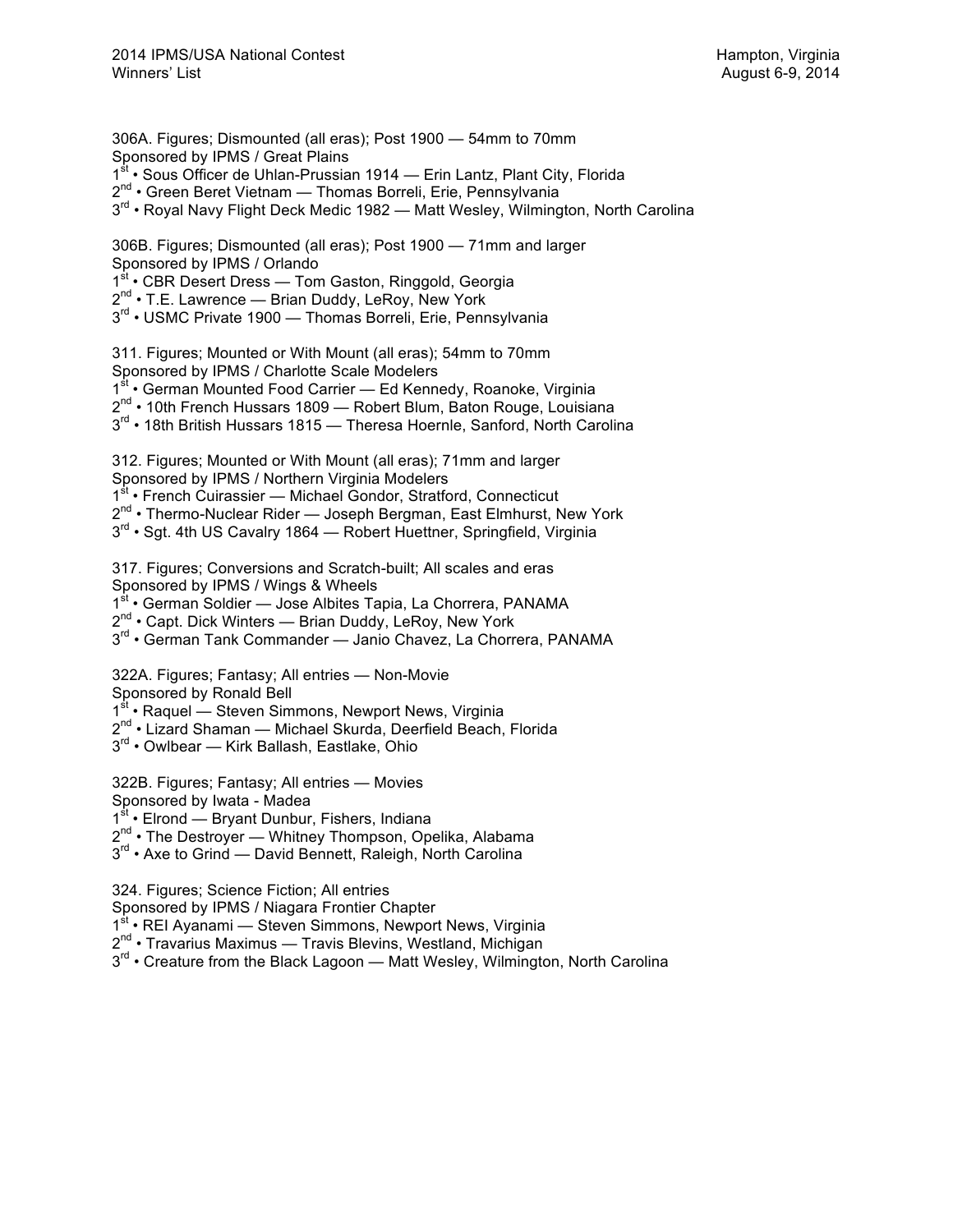306A. Figures; Dismounted (all eras); Post 1900 — 54mm to 70mm
Sponsored by IPMS / Great Plains
1st • Sous Officer de Uhlan-Prussian 1914 — Erin Lantz, Plant City, Florida
2nd • Green Beret Vietnam — Thomas Borreli, Erie, Pennsylvania
3rd • Royal Navy Flight Deck Medic 1982 — Matt Wesley, Wilmington, North Carolina

306B. Figures; Dismounted (all eras); Post 1900 — 71mm and larger
Sponsored by IPMS / Orlando
1st • CBR Desert Dress — Tom Gaston, Ringgold, Georgia
2nd • T.E. Lawrence — Brian Duddy, LeRoy, New York
3rd • USMC Private 1900 — Thomas Borreli, Erie, Pennsylvania

311. Figures; Mounted or With Mount (all eras); 54mm to 70mm
Sponsored by IPMS / Charlotte Scale Modelers
1st • German Mounted Food Carrier — Ed Kennedy, Roanoke, Virginia
2nd • 10th French Hussars 1809 — Robert Blum, Baton Rouge, Louisiana
3rd • 18th British Hussars 1815 — Theresa Hoernle, Sanford, North Carolina

312. Figures; Mounted or With Mount (all eras); 71mm and larger
Sponsored by IPMS / Northern Virginia Modelers
1st • French Cuirassier — Michael Gondor, Stratford, Connecticut
2nd • Thermo-Nuclear Rider — Joseph Bergman, East Elmhurst, New York
3rd • Sgt. 4th US Cavalry 1864 — Robert Huettner, Springfield, Virginia

317. Figures; Conversions and Scratch-built; All scales and eras
Sponsored by IPMS / Wings & Wheels
1st • German Soldier — Jose Albites Tapia, La Chorrera, PANAMA
2nd • Capt. Dick Winters — Brian Duddy, LeRoy, New York
3rd • German Tank Commander — Janio Chavez, La Chorrera, PANAMA

322A. Figures; Fantasy; All entries — Non-Movie
Sponsored by Ronald Bell
1st • Raquel — Steven Simmons, Newport News, Virginia
2nd • Lizard Shaman — Michael Skurda, Deerfield Beach, Florida
3rd • Owlbear — Kirk Ballash, Eastlake, Ohio

322B. Figures; Fantasy; All entries — Movies
Sponsored by Iwata - Madea
1st • Elrond — Bryant Dunbur, Fishers, Indiana
2nd • The Destroyer — Whitney Thompson, Opelika, Alabama
3rd • Axe to Grind — David Bennett, Raleigh, North Carolina

324. Figures; Science Fiction; All entries
Sponsored by IPMS / Niagara Frontier Chapter
1st • REI Ayanami — Steven Simmons, Newport News, Virginia
2nd • Travarius Maximus — Travis Blevins, Westland, Michigan
3rd • Creature from the Black Lagoon — Matt Wesley, Wilmington, North Carolina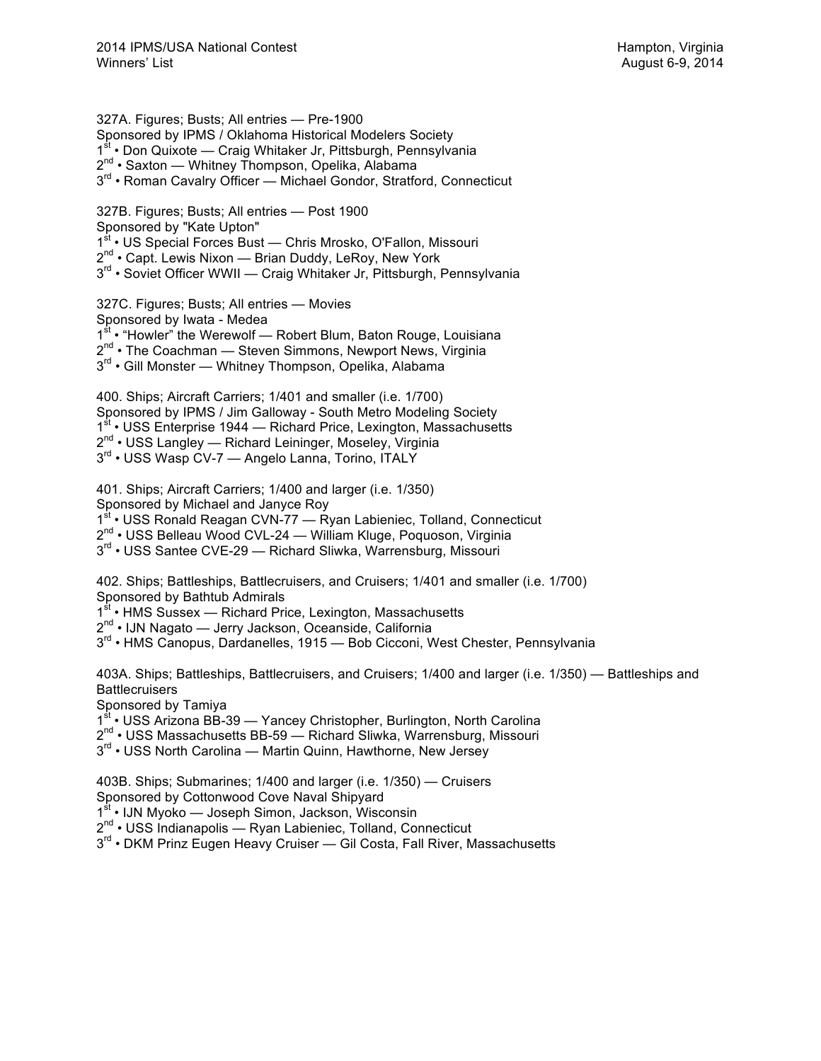327A. Figures; Busts; All entries — Pre-1900
Sponsored by IPMS / Oklahoma Historical Modelers Society
1st • Don Quixote — Craig Whitaker Jr, Pittsburgh, Pennsylvania
2nd • Saxton — Whitney Thompson, Opelika, Alabama
3rd • Roman Cavalry Officer — Michael Gondor, Stratford, Connecticut

327B. Figures; Busts; All entries — Post 1900
Sponsored by "Kate Upton"
1st • US Special Forces Bust — Chris Mrosko, O'Fallon, Missouri
2nd • Capt. Lewis Nixon — Brian Duddy, LeRoy, New York
3rd • Soviet Officer WWII — Craig Whitaker Jr, Pittsburgh, Pennsylvania

327C. Figures; Busts; All entries — Movies
Sponsored by Iwata - Medea
1st • “Howler” the Werewolf — Robert Blum, Baton Rouge, Louisiana
2nd • The Coachman — Steven Simmons, Newport News, Virginia
3rd • Gill Monster — Whitney Thompson, Opelika, Alabama

400. Ships; Aircraft Carriers; 1/401 and smaller (i.e. 1/700)
Sponsored by IPMS / Jim Galloway - South Metro Modeling Society
1st • USS Enterprise 1944 — Richard Price, Lexington, Massachusetts
2nd • USS Langley — Richard Leininger, Moseley, Virginia
3rd • USS Wasp CV-7 — Angelo Lanna, Torino, ITALY

401. Ships; Aircraft Carriers; 1/400 and larger (i.e. 1/350)
Sponsored by Michael and Janyce Roy
1st • USS Ronald Reagan CVN-77 — Ryan Labieniec, Tolland, Connecticut
2nd • USS Belleau Wood CVL-24 — William Kluge, Poquoson, Virginia
3rd • USS Santee CVE-29 — Richard Sliwka, Warrensburg, Missouri

402. Ships; Battleships, Battlecruisers, and Cruisers; 1/401 and smaller (i.e. 1/700)
Sponsored by Bathtub Admirals
1st • HMS Sussex — Richard Price, Lexington, Massachusetts
2nd • IJN Nagato — Jerry Jackson, Oceanside, California
3rd • HMS Canopus, Dardanelles, 1915 — Bob Cicconi, West Chester, Pennsylvania

403A. Ships; Battleships, Battlecruisers, and Cruisers; 1/400 and larger (i.e. 1/350) — Battleships and Battlecruisers
Sponsored by Tamiya
1st • USS Arizona BB-39 — Yancey Christopher, Burlington, North Carolina
2nd • USS Massachusetts BB-59 — Richard Sliwka, Warrensburg, Missouri
3rd • USS North Carolina — Martin Quinn, Hawthorne, New Jersey

403B. Ships; Submarines; 1/400 and larger (i.e. 1/350) — Cruisers
Sponsored by Cottonwood Cove Naval Shipyard
1st • IJN Myoko — Joseph Simon, Jackson, Wisconsin
2nd • USS Indianapolis — Ryan Labieniec, Tolland, Connecticut
3rd • DKM Prinz Eugen Heavy Cruiser — Gil Costa, Fall River, Massachusetts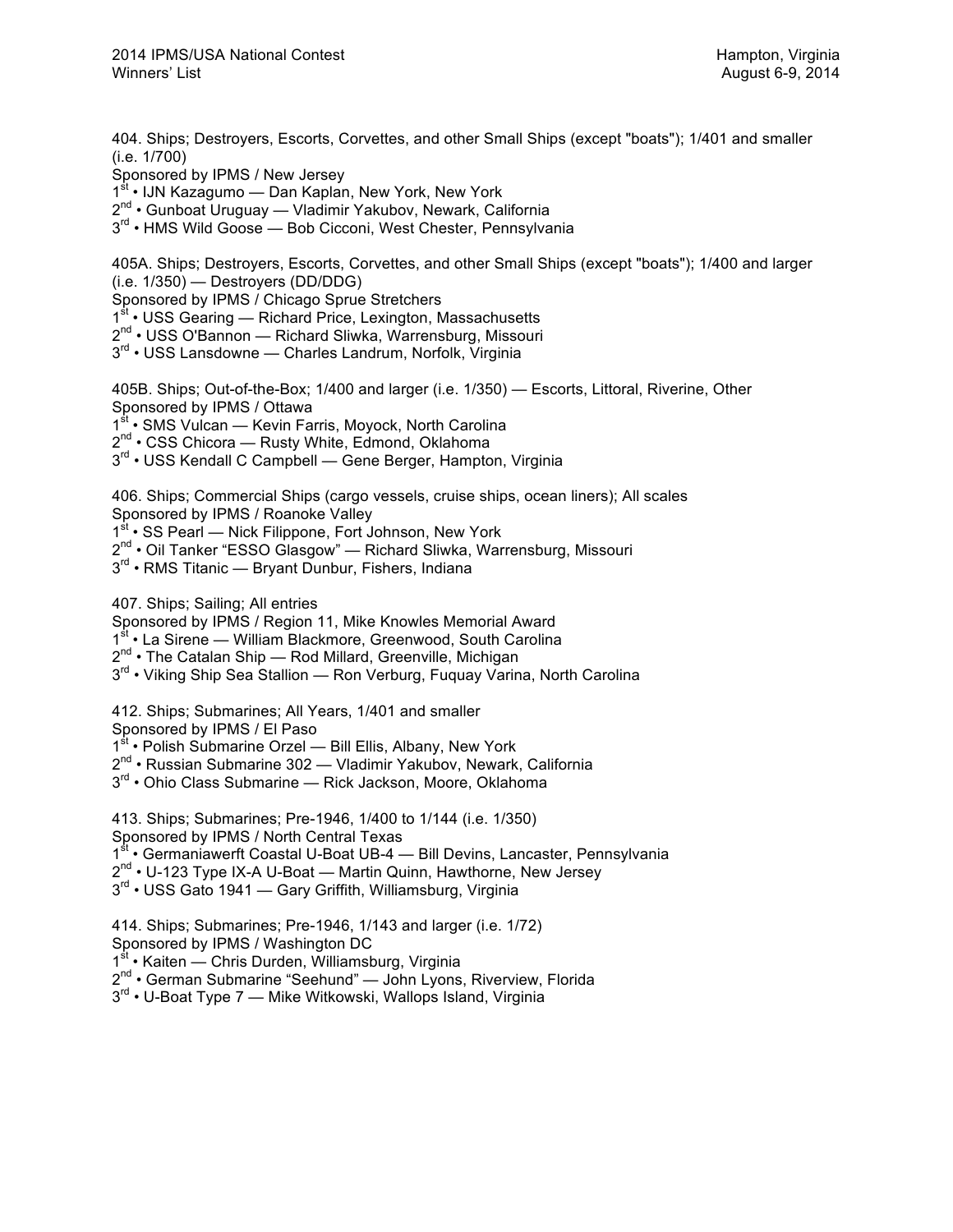404. Ships; Destroyers, Escorts, Corvettes, and other Small Ships (except "boats"); 1/401 and smaller (i.e. 1/700)
Sponsored by IPMS / New Jersey
1st • IJN Kazagumo — Dan Kaplan, New York, New York
2nd • Gunboat Uruguay — Vladimir Yakubov, Newark, California
3rd • HMS Wild Goose — Bob Cicconi, West Chester, Pennsylvania

405A. Ships; Destroyers, Escorts, Corvettes, and other Small Ships (except "boats"); 1/400 and larger (i.e. 1/350) — Destroyers (DD/DDG)
Sponsored by IPMS / Chicago Sprue Stretchers
1st • USS Gearing — Richard Price, Lexington, Massachusetts
2nd • USS O'Bannon — Richard Sliwka, Warrensburg, Missouri
3rd • USS Lansdowne — Charles Landrum, Norfolk, Virginia

405B. Ships; Out-of-the-Box; 1/400 and larger (i.e. 1/350) — Escorts, Littoral, Riverine, Other
Sponsored by IPMS / Ottawa
1st • SMS Vulcan — Kevin Farris, Moyock, North Carolina
2nd • CSS Chicora — Rusty White, Edmond, Oklahoma
3rd • USS Kendall C Campbell — Gene Berger, Hampton, Virginia

406. Ships; Commercial Ships (cargo vessels, cruise ships, ocean liners); All scales
Sponsored by IPMS / Roanoke Valley
1st • SS Pearl — Nick Filippone, Fort Johnson, New York
2nd • Oil Tanker "ESSO Glasgow" — Richard Sliwka, Warrensburg, Missouri
3rd • RMS Titanic — Bryant Dunbur, Fishers, Indiana

407. Ships; Sailing; All entries
Sponsored by IPMS / Region 11, Mike Knowles Memorial Award
1st • La Sirene — William Blackmore, Greenwood, South Carolina
2nd • The Catalan Ship — Rod Millard, Greenville, Michigan
3rd • Viking Ship Sea Stallion — Ron Verburg, Fuquay Varina, North Carolina

412. Ships; Submarines; All Years, 1/401 and smaller
Sponsored by IPMS / El Paso
1st • Polish Submarine Orzel — Bill Ellis, Albany, New York
2nd • Russian Submarine 302 — Vladimir Yakubov, Newark, California
3rd • Ohio Class Submarine — Rick Jackson, Moore, Oklahoma

413. Ships; Submarines; Pre-1946, 1/400 to 1/144 (i.e. 1/350)
Sponsored by IPMS / North Central Texas
1st • Germaniawerft Coastal U-Boat UB-4 — Bill Devins, Lancaster, Pennsylvania
2nd • U-123 Type IX-A U-Boat — Martin Quinn, Hawthorne, New Jersey
3rd • USS Gato 1941 — Gary Griffith, Williamsburg, Virginia

414. Ships; Submarines; Pre-1946, 1/143 and larger (i.e. 1/72)
Sponsored by IPMS / Washington DC
1st • Kaiten — Chris Durden, Williamsburg, Virginia
2nd • German Submarine "Seehund" — John Lyons, Riverview, Florida
3rd • U-Boat Type 7 — Mike Witkowski, Wallops Island, Virginia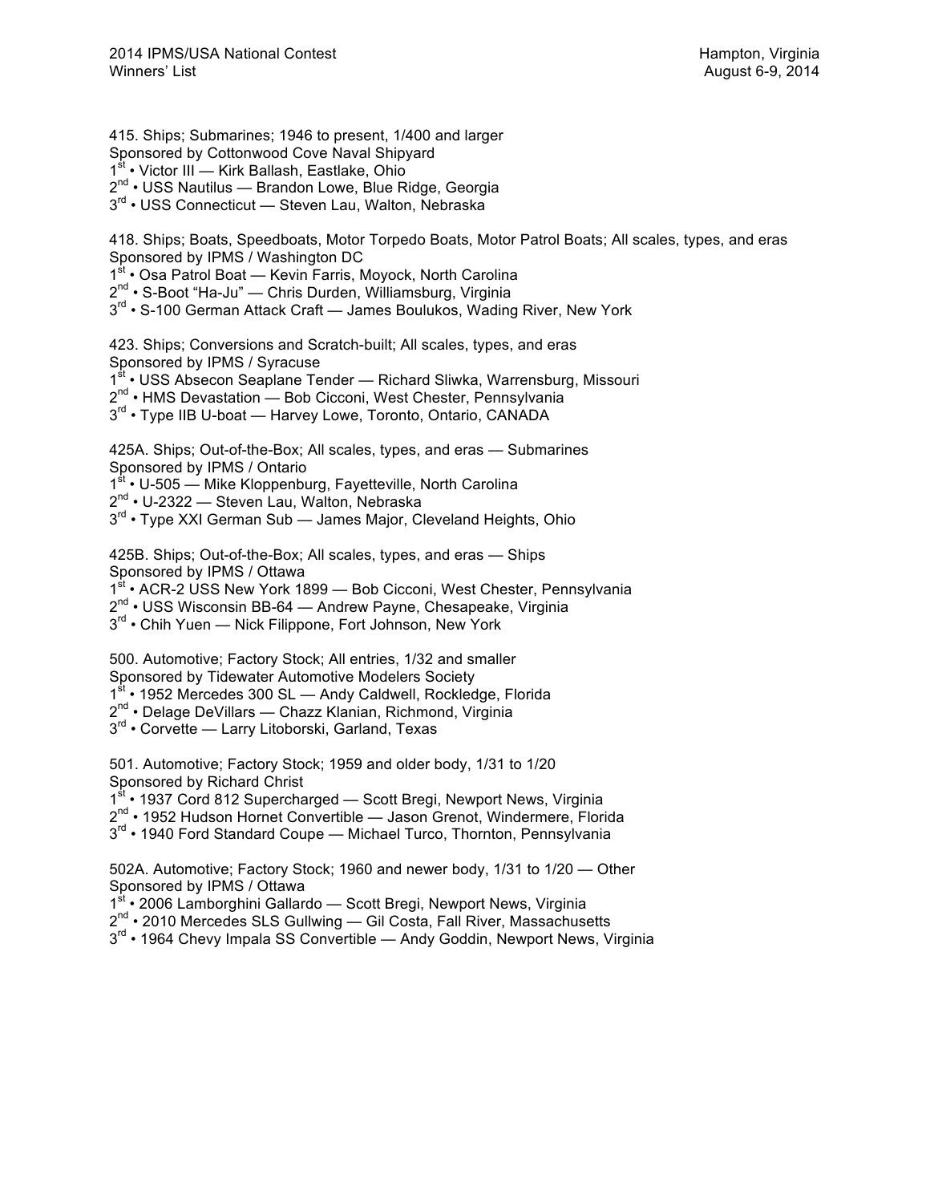415. Ships; Submarines; 1946 to present, 1/400 and larger
Sponsored by Cottonwood Cove Naval Shipyard
1st • Victor III — Kirk Ballash, Eastlake, Ohio
2nd • USS Nautilus — Brandon Lowe, Blue Ridge, Georgia
3rd • USS Connecticut — Steven Lau, Walton, Nebraska

418. Ships; Boats, Speedboats, Motor Torpedo Boats, Motor Patrol Boats; All scales, types, and eras
Sponsored by IPMS / Washington DC
1st • Osa Patrol Boat — Kevin Farris, Moyock, North Carolina
2nd • S-Boot "Ha-Ju" — Chris Durden, Williamsburg, Virginia
3rd • S-100 German Attack Craft — James Boulukos, Wading River, New York

423. Ships; Conversions and Scratch-built; All scales, types, and eras
Sponsored by IPMS / Syracuse
1st • USS Absecon Seaplane Tender — Richard Sliwka, Warrensburg, Missouri
2nd • HMS Devastation — Bob Cicconi, West Chester, Pennsylvania
3rd • Type IIB U-boat — Harvey Lowe, Toronto, Ontario, CANADA

425A. Ships; Out-of-the-Box; All scales, types, and eras — Submarines
Sponsored by IPMS / Ontario
1st • U-505 — Mike Kloppenburg, Fayetteville, North Carolina
2nd • U-2322 — Steven Lau, Walton, Nebraska
3rd • Type XXI German Sub — James Major, Cleveland Heights, Ohio

425B. Ships; Out-of-the-Box; All scales, types, and eras — Ships
Sponsored by IPMS / Ottawa
1st • ACR-2 USS New York 1899 — Bob Cicconi, West Chester, Pennsylvania
2nd • USS Wisconsin BB-64 — Andrew Payne, Chesapeake, Virginia
3rd • Chih Yuen — Nick Filippone, Fort Johnson, New York

500. Automotive; Factory Stock; All entries, 1/32 and smaller
Sponsored by Tidewater Automotive Modelers Society
1st • 1952 Mercedes 300 SL — Andy Caldwell, Rockledge, Florida
2nd • Delage DeVillars — Chazz Klanian, Richmond, Virginia
3rd • Corvette — Larry Litoborski, Garland, Texas

501. Automotive; Factory Stock; 1959 and older body, 1/31 to 1/20
Sponsored by Richard Christ
1st • 1937 Cord 812 Supercharged — Scott Bregi, Newport News, Virginia
2nd • 1952 Hudson Hornet Convertible — Jason Grenot, Windermere, Florida
3rd • 1940 Ford Standard Coupe — Michael Turco, Thornton, Pennsylvania

502A. Automotive; Factory Stock; 1960 and newer body, 1/31 to 1/20 — Other
Sponsored by IPMS / Ottawa
1st • 2006 Lamborghini Gallardo — Scott Bregi, Newport News, Virginia
2nd • 2010 Mercedes SLS Gullwing — Gil Costa, Fall River, Massachusetts
3rd • 1964 Chevy Impala SS Convertible — Andy Goddin, Newport News, Virginia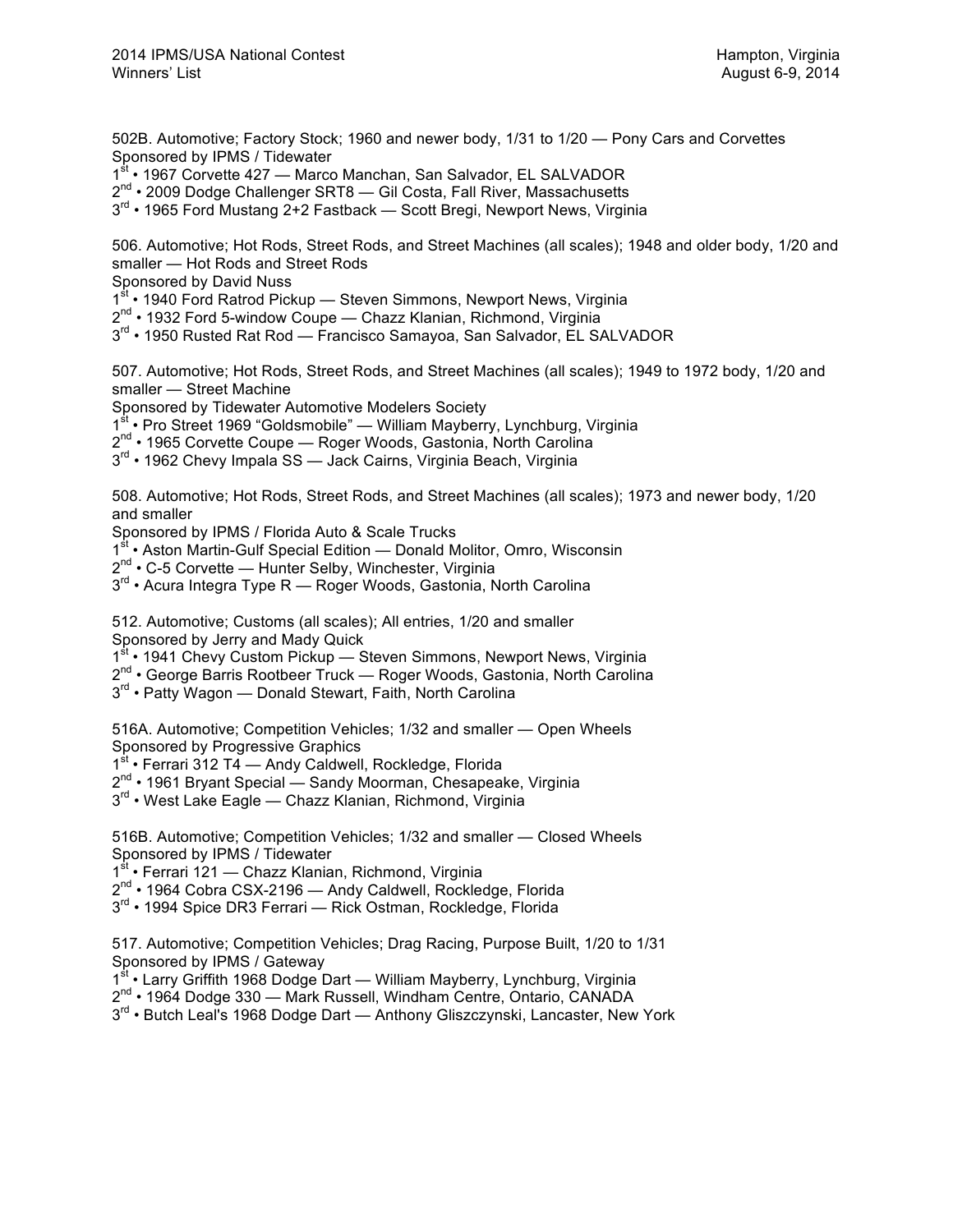502B. Automotive; Factory Stock; 1960 and newer body, 1/31 to 1/20 — Pony Cars and Corvettes
Sponsored by IPMS / Tidewater
1st • 1967 Corvette 427 — Marco Manchan, San Salvador, EL SALVADOR
2nd • 2009 Dodge Challenger SRT8 — Gil Costa, Fall River, Massachusetts
3rd • 1965 Ford Mustang 2+2 Fastback — Scott Bregi, Newport News, Virginia

506. Automotive; Hot Rods, Street Rods, and Street Machines (all scales); 1948 and older body, 1/20 and smaller — Hot Rods and Street Rods
Sponsored by David Nuss
1st • 1940 Ford Ratrod Pickup — Steven Simmons, Newport News, Virginia
2nd • 1932 Ford 5-window Coupe — Chazz Klanian, Richmond, Virginia
3rd • 1950 Rusted Rat Rod — Francisco Samayoa, San Salvador, EL SALVADOR

507. Automotive; Hot Rods, Street Rods, and Street Machines (all scales); 1949 to 1972 body, 1/20 and smaller — Street Machine
Sponsored by Tidewater Automotive Modelers Society
1st • Pro Street 1969 "Goldsmobile" — William Mayberry, Lynchburg, Virginia
2nd • 1965 Corvette Coupe — Roger Woods, Gastonia, North Carolina
3rd • 1962 Chevy Impala SS — Jack Cairns, Virginia Beach, Virginia

508. Automotive; Hot Rods, Street Rods, and Street Machines (all scales); 1973 and newer body, 1/20 and smaller
Sponsored by IPMS / Florida Auto & Scale Trucks
1st • Aston Martin-Gulf Special Edition — Donald Molitor, Omro, Wisconsin
2nd • C-5 Corvette — Hunter Selby, Winchester, Virginia
3rd • Acura Integra Type R — Roger Woods, Gastonia, North Carolina

512. Automotive; Customs (all scales); All entries, 1/20 and smaller
Sponsored by Jerry and Mady Quick
1st • 1941 Chevy Custom Pickup — Steven Simmons, Newport News, Virginia
2nd • George Barris Rootbeer Truck — Roger Woods, Gastonia, North Carolina
3rd • Patty Wagon — Donald Stewart, Faith, North Carolina

516A. Automotive; Competition Vehicles; 1/32 and smaller — Open Wheels
Sponsored by Progressive Graphics
1st • Ferrari 312 T4 — Andy Caldwell, Rockledge, Florida
2nd • 1961 Bryant Special — Sandy Moorman, Chesapeake, Virginia
3rd • West Lake Eagle — Chazz Klanian, Richmond, Virginia

516B. Automotive; Competition Vehicles; 1/32 and smaller — Closed Wheels
Sponsored by IPMS / Tidewater
1st • Ferrari 121 — Chazz Klanian, Richmond, Virginia
2nd • 1964 Cobra CSX-2196 — Andy Caldwell, Rockledge, Florida
3rd • 1994 Spice DR3 Ferrari — Rick Ostman, Rockledge, Florida

517. Automotive; Competition Vehicles; Drag Racing, Purpose Built, 1/20 to 1/31
Sponsored by IPMS / Gateway
1st • Larry Griffith 1968 Dodge Dart — William Mayberry, Lynchburg, Virginia
2nd • 1964 Dodge 330 — Mark Russell, Windham Centre, Ontario, CANADA
3rd • Butch Leal's 1968 Dodge Dart — Anthony Gliszczynski, Lancaster, New York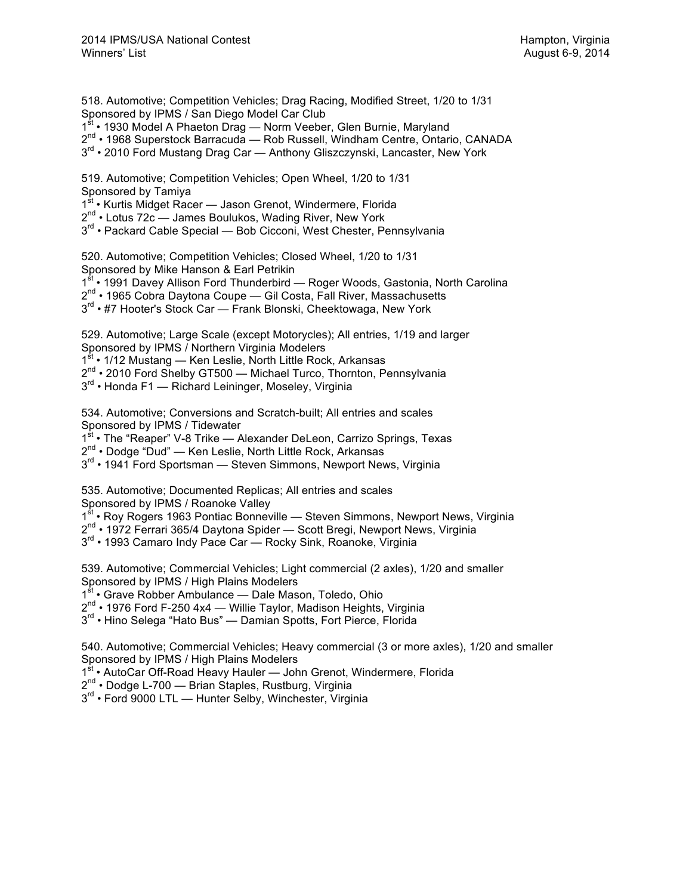518. Automotive; Competition Vehicles; Drag Racing, Modified Street, 1/20 to 1/31
Sponsored by IPMS / San Diego Model Car Club
1st • 1930 Model A Phaeton Drag — Norm Veeber, Glen Burnie, Maryland
2nd • 1968 Superstock Barracuda — Rob Russell, Windham Centre, Ontario, CANADA
3rd • 2010 Ford Mustang Drag Car — Anthony Gliszczynski, Lancaster, New York

519. Automotive; Competition Vehicles; Open Wheel, 1/20 to 1/31
Sponsored by Tamiya
1st • Kurtis Midget Racer — Jason Grenot, Windermere, Florida
2nd • Lotus 72c — James Boulukos, Wading River, New York
3rd • Packard Cable Special — Bob Cicconi, West Chester, Pennsylvania

520. Automotive; Competition Vehicles; Closed Wheel, 1/20 to 1/31
Sponsored by Mike Hanson & Earl Petrikin
1st • 1991 Davey Allison Ford Thunderbird — Roger Woods, Gastonia, North Carolina
2nd • 1965 Cobra Daytona Coupe — Gil Costa, Fall River, Massachusetts
3rd • #7 Hooter's Stock Car — Frank Blonski, Cheektowaga, New York

529. Automotive; Large Scale (except Motorycles); All entries, 1/19 and larger
Sponsored by IPMS / Northern Virginia Modelers
1st • 1/12 Mustang — Ken Leslie, North Little Rock, Arkansas
2nd • 2010 Ford Shelby GT500 — Michael Turco, Thornton, Pennsylvania
3rd • Honda F1 — Richard Leininger, Moseley, Virginia

534. Automotive; Conversions and Scratch-built; All entries and scales
Sponsored by IPMS / Tidewater
1st • The "Reaper" V-8 Trike — Alexander DeLeon, Carrizo Springs, Texas
2nd • Dodge "Dud" — Ken Leslie, North Little Rock, Arkansas
3rd • 1941 Ford Sportsman — Steven Simmons, Newport News, Virginia

535. Automotive; Documented Replicas; All entries and scales
Sponsored by IPMS / Roanoke Valley
1st • Roy Rogers 1963 Pontiac Bonneville — Steven Simmons, Newport News, Virginia
2nd • 1972 Ferrari 365/4 Daytona Spider — Scott Bregi, Newport News, Virginia
3rd • 1993 Camaro Indy Pace Car — Rocky Sink, Roanoke, Virginia

539. Automotive; Commercial Vehicles; Light commercial (2 axles), 1/20 and smaller
Sponsored by IPMS / High Plains Modelers
1st • Grave Robber Ambulance — Dale Mason, Toledo, Ohio
2nd • 1976 Ford F-250 4x4 — Willie Taylor, Madison Heights, Virginia
3rd • Hino Selega "Hato Bus" — Damian Spotts, Fort Pierce, Florida

540. Automotive; Commercial Vehicles; Heavy commercial (3 or more axles), 1/20 and smaller
Sponsored by IPMS / High Plains Modelers
1st • AutoCar Off-Road Heavy Hauler — John Grenot, Windermere, Florida
2nd • Dodge L-700 — Brian Staples, Rustburg, Virginia
3rd • Ford 9000 LTL — Hunter Selby, Winchester, Virginia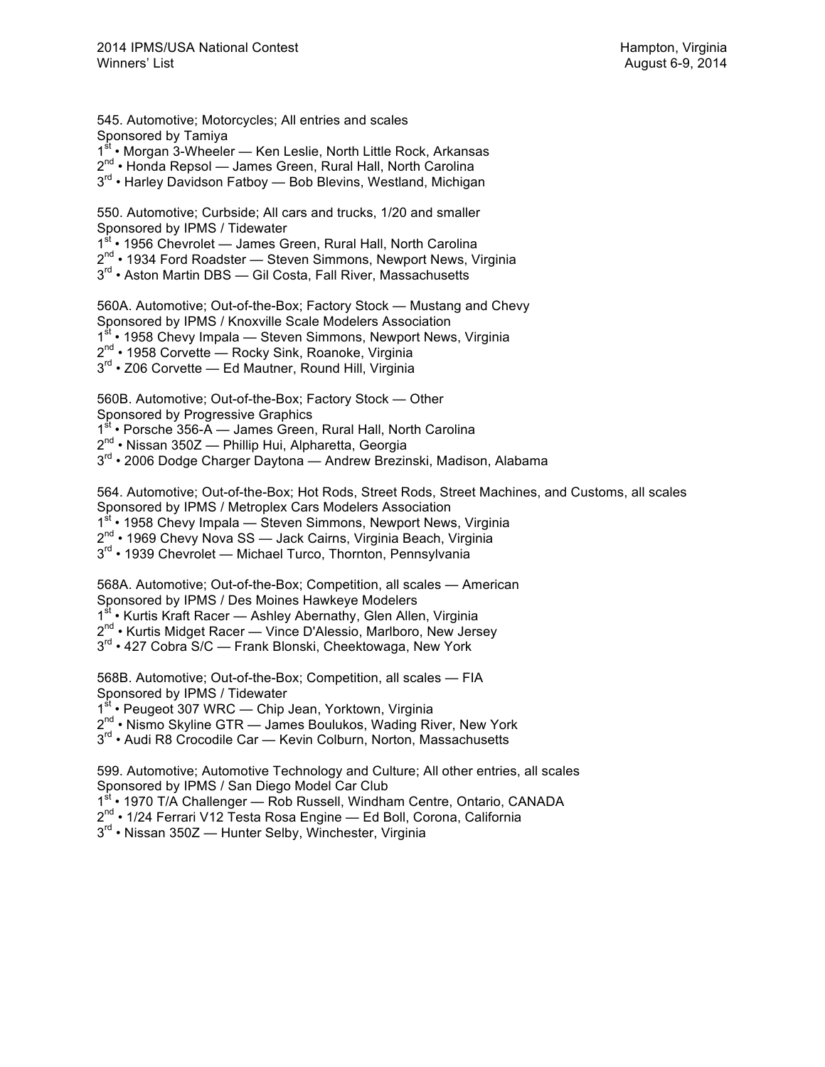545. Automotive; Motorcycles; All entries and scales
Sponsored by Tamiya
1st • Morgan 3-Wheeler — Ken Leslie, North Little Rock, Arkansas
2nd • Honda Repsol — James Green, Rural Hall, North Carolina
3rd • Harley Davidson Fatboy — Bob Blevins, Westland, Michigan

550. Automotive; Curbside; All cars and trucks, 1/20 and smaller
Sponsored by IPMS / Tidewater
1st • 1956 Chevrolet — James Green, Rural Hall, North Carolina
2nd • 1934 Ford Roadster — Steven Simmons, Newport News, Virginia
3rd • Aston Martin DBS — Gil Costa, Fall River, Massachusetts

560A. Automotive; Out-of-the-Box; Factory Stock — Mustang and Chevy
Sponsored by IPMS / Knoxville Scale Modelers Association
1st • 1958 Chevy Impala — Steven Simmons, Newport News, Virginia
2nd • 1958 Corvette — Rocky Sink, Roanoke, Virginia
3rd • Z06 Corvette — Ed Mautner, Round Hill, Virginia

560B. Automotive; Out-of-the-Box; Factory Stock — Other
Sponsored by Progressive Graphics
1st • Porsche 356-A — James Green, Rural Hall, North Carolina
2nd • Nissan 350Z — Phillip Hui, Alpharetta, Georgia
3rd • 2006 Dodge Charger Daytona — Andrew Brezinski, Madison, Alabama

564. Automotive; Out-of-the-Box; Hot Rods, Street Rods, Street Machines, and Customs, all scales
Sponsored by IPMS / Metroplex Cars Modelers Association
1st • 1958 Chevy Impala — Steven Simmons, Newport News, Virginia
2nd • 1969 Chevy Nova SS — Jack Cairns, Virginia Beach, Virginia
3rd • 1939 Chevrolet — Michael Turco, Thornton, Pennsylvania

568A. Automotive; Out-of-the-Box; Competition, all scales — American
Sponsored by IPMS / Des Moines Hawkeye Modelers
1st • Kurtis Kraft Racer — Ashley Abernathy, Glen Allen, Virginia
2nd • Kurtis Midget Racer — Vince D'Alessio, Marlboro, New Jersey
3rd • 427 Cobra S/C — Frank Blonski, Cheektowaga, New York

568B. Automotive; Out-of-the-Box; Competition, all scales — FIA
Sponsored by IPMS / Tidewater
1st • Peugeot 307 WRC — Chip Jean, Yorktown, Virginia
2nd • Nismo Skyline GTR — James Boulukos, Wading River, New York
3rd • Audi R8 Crocodile Car — Kevin Colburn, Norton, Massachusetts

599. Automotive; Automotive Technology and Culture; All other entries, all scales
Sponsored by IPMS / San Diego Model Car Club
1st • 1970 T/A Challenger — Rob Russell, Windham Centre, Ontario, CANADA
2nd • 1/24 Ferrari V12 Testa Rosa Engine — Ed Boll, Corona, California
3rd • Nissan 350Z — Hunter Selby, Winchester, Virginia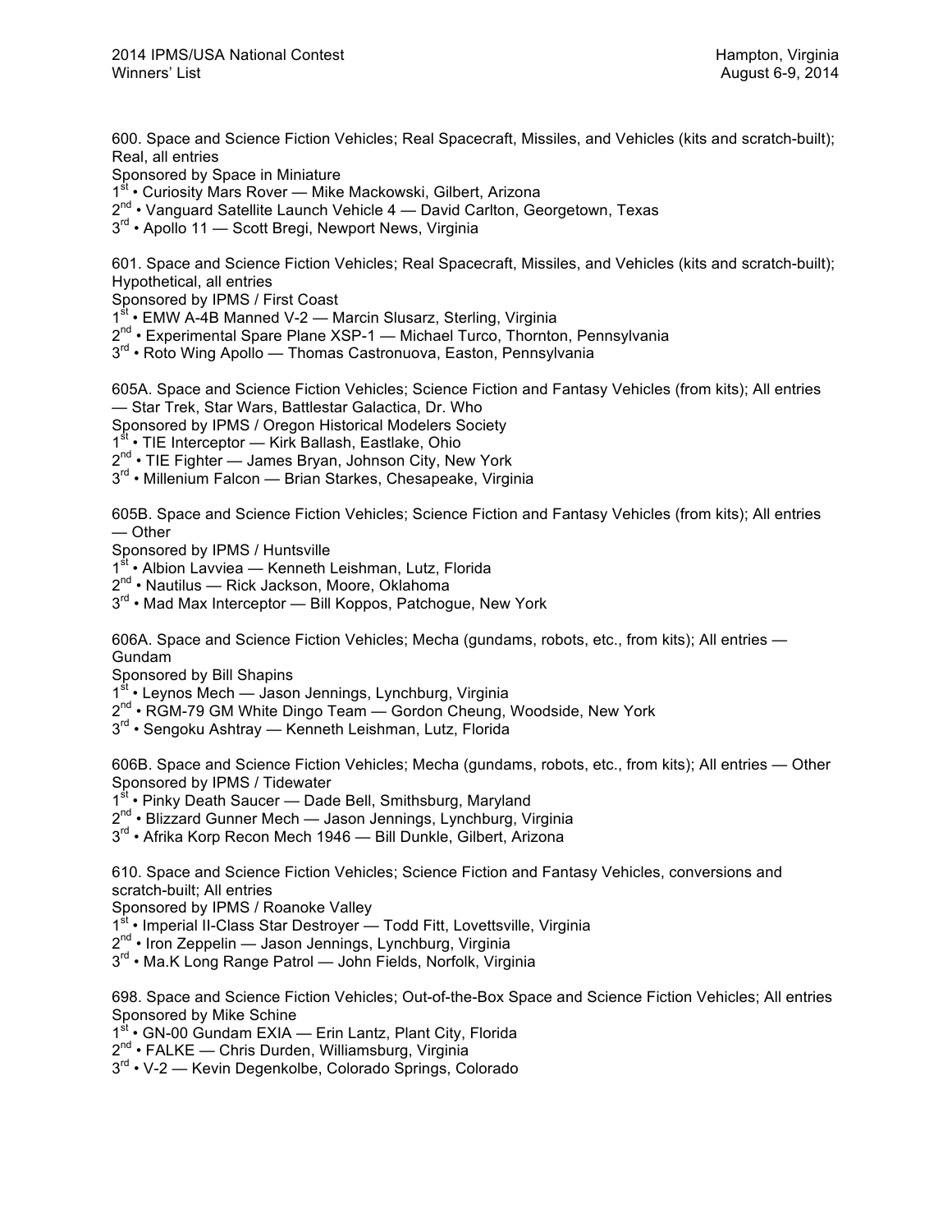600. Space and Science Fiction Vehicles; Real Spacecraft, Missiles, and Vehicles (kits and scratch-built); Real, all entries
Sponsored by Space in Miniature
1st • Curiosity Mars Rover — Mike Mackowski, Gilbert, Arizona
2nd • Vanguard Satellite Launch Vehicle 4 — David Carlton, Georgetown, Texas
3rd • Apollo 11 — Scott Bregi, Newport News, Virginia

601. Space and Science Fiction Vehicles; Real Spacecraft, Missiles, and Vehicles (kits and scratch-built); Hypothetical, all entries
Sponsored by IPMS / First Coast
1st • EMW A-4B Manned V-2 — Marcin Slusarz, Sterling, Virginia
2nd • Experimental Spare Plane XSP-1 — Michael Turco, Thornton, Pennsylvania
3rd • Roto Wing Apollo — Thomas Castronuova, Easton, Pennsylvania

605A. Space and Science Fiction Vehicles; Science Fiction and Fantasy Vehicles (from kits); All entries — Star Trek, Star Wars, Battlestar Galactica, Dr. Who
Sponsored by IPMS / Oregon Historical Modelers Society
1st • TIE Interceptor — Kirk Ballash, Eastlake, Ohio
2nd • TIE Fighter — James Bryan, Johnson City, New York
3rd • Millenium Falcon — Brian Starkes, Chesapeake, Virginia

605B. Space and Science Fiction Vehicles; Science Fiction and Fantasy Vehicles (from kits); All entries — Other
Sponsored by IPMS / Huntsville
1st • Albion Lavviea — Kenneth Leishman, Lutz, Florida
2nd • Nautilus — Rick Jackson, Moore, Oklahoma
3rd • Mad Max Interceptor — Bill Koppos, Patchogue, New York

606A. Space and Science Fiction Vehicles; Mecha (gundams, robots, etc., from kits); All entries — Gundam
Sponsored by Bill Shapins
1st • Leynos Mech — Jason Jennings, Lynchburg, Virginia
2nd • RGM-79 GM White Dingo Team — Gordon Cheung, Woodside, New York
3rd • Sengoku Ashtray — Kenneth Leishman, Lutz, Florida

606B. Space and Science Fiction Vehicles; Mecha (gundams, robots, etc., from kits); All entries — Other
Sponsored by IPMS / Tidewater
1st • Pinky Death Saucer — Dade Bell, Smithsburg, Maryland
2nd • Blizzard Gunner Mech — Jason Jennings, Lynchburg, Virginia
3rd • Afrika Korp Recon Mech 1946 — Bill Dunkle, Gilbert, Arizona

610. Space and Science Fiction Vehicles; Science Fiction and Fantasy Vehicles, conversions and scratch-built; All entries
Sponsored by IPMS / Roanoke Valley
1st • Imperial II-Class Star Destroyer — Todd Fitt, Lovettsville, Virginia
2nd • Iron Zeppelin — Jason Jennings, Lynchburg, Virginia
3rd • Ma.K Long Range Patrol — John Fields, Norfolk, Virginia

698. Space and Science Fiction Vehicles; Out-of-the-Box Space and Science Fiction Vehicles; All entries
Sponsored by Mike Schine
1st • GN-00 Gundam EXIA — Erin Lantz, Plant City, Florida
2nd • FALKE — Chris Durden, Williamsburg, Virginia
3rd • V-2 — Kevin Degenkolbe, Colorado Springs, Colorado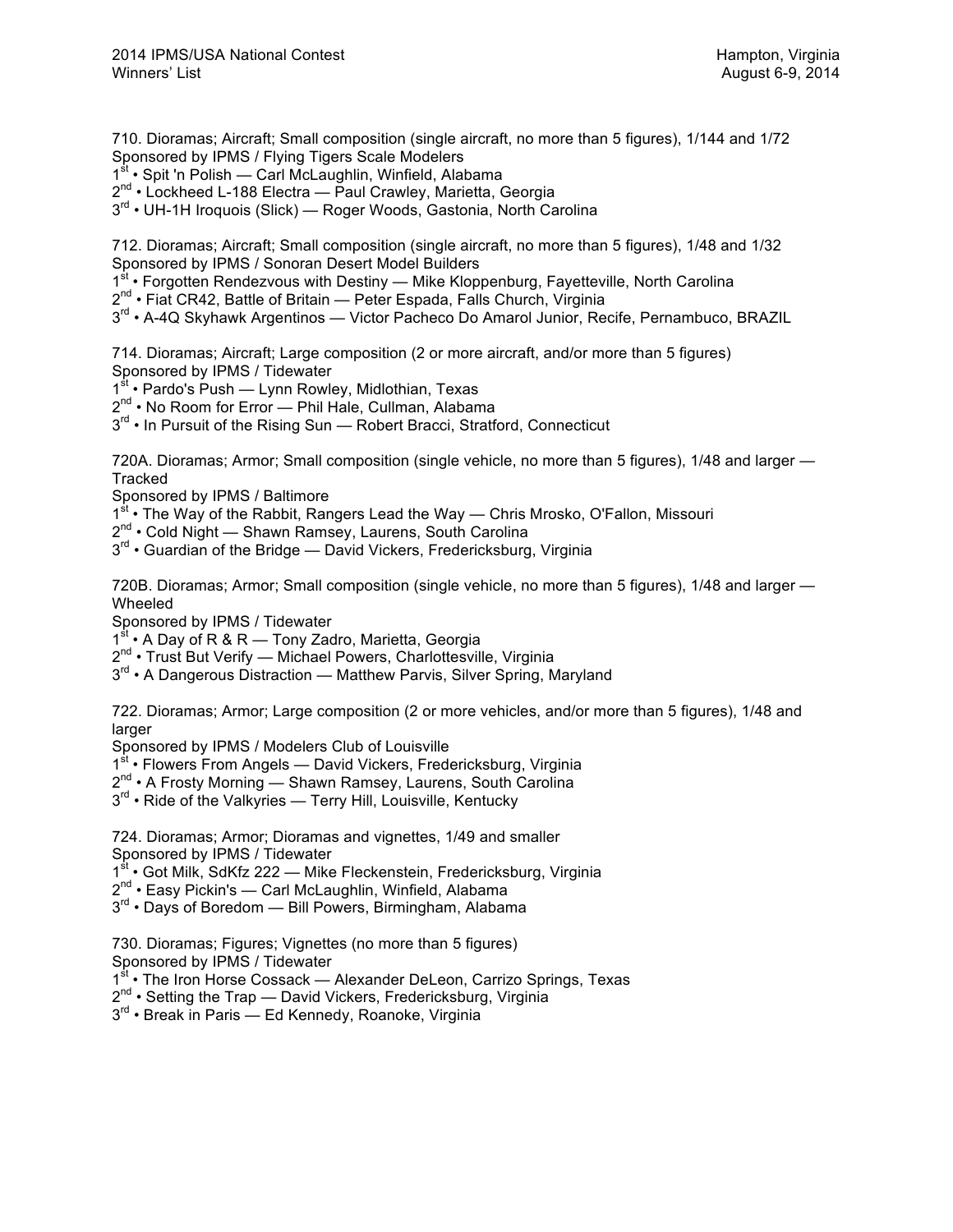710. Dioramas; Aircraft; Small composition (single aircraft, no more than 5 figures), 1/144 and 1/72
Sponsored by IPMS / Flying Tigers Scale Modelers
1st • Spit 'n Polish — Carl McLaughlin, Winfield, Alabama
2nd • Lockheed L-188 Electra — Paul Crawley, Marietta, Georgia
3rd • UH-1H Iroquois (Slick) — Roger Woods, Gastonia, North Carolina

712. Dioramas; Aircraft; Small composition (single aircraft, no more than 5 figures), 1/48 and 1/32
Sponsored by IPMS / Sonoran Desert Model Builders
1st • Forgotten Rendezvous with Destiny — Mike Kloppenburg, Fayetteville, North Carolina
2nd • Fiat CR42, Battle of Britain — Peter Espada, Falls Church, Virginia
3rd • A-4Q Skyhawk Argentinos — Victor Pacheco Do Amarol Junior, Recife, Pernambuco, BRAZIL

714. Dioramas; Aircraft; Large composition (2 or more aircraft, and/or more than 5 figures)
Sponsored by IPMS / Tidewater
1st • Pardo's Push — Lynn Rowley, Midlothian, Texas
2nd • No Room for Error — Phil Hale, Cullman, Alabama
3rd • In Pursuit of the Rising Sun — Robert Bracci, Stratford, Connecticut

720A. Dioramas; Armor; Small composition (single vehicle, no more than 5 figures), 1/48 and larger — Tracked
Sponsored by IPMS / Baltimore
1st • The Way of the Rabbit, Rangers Lead the Way — Chris Mrosko, O'Fallon, Missouri
2nd • Cold Night — Shawn Ramsey, Laurens, South Carolina
3rd • Guardian of the Bridge — David Vickers, Fredericksburg, Virginia

720B. Dioramas; Armor; Small composition (single vehicle, no more than 5 figures), 1/48 and larger — Wheeled
Sponsored by IPMS / Tidewater
1st • A Day of R & R — Tony Zadro, Marietta, Georgia
2nd • Trust But Verify — Michael Powers, Charlottesville, Virginia
3rd • A Dangerous Distraction — Matthew Parvis, Silver Spring, Maryland

722. Dioramas; Armor; Large composition (2 or more vehicles, and/or more than 5 figures), 1/48 and larger
Sponsored by IPMS / Modelers Club of Louisville
1st • Flowers From Angels — David Vickers, Fredericksburg, Virginia
2nd • A Frosty Morning — Shawn Ramsey, Laurens, South Carolina
3rd • Ride of the Valkyries — Terry Hill, Louisville, Kentucky

724. Dioramas; Armor; Dioramas and vignettes, 1/49 and smaller
Sponsored by IPMS / Tidewater
1st • Got Milk, SdKfz 222 — Mike Fleckenstein, Fredericksburg, Virginia
2nd • Easy Pickin's — Carl McLaughlin, Winfield, Alabama
3rd • Days of Boredom — Bill Powers, Birmingham, Alabama

730. Dioramas; Figures; Vignettes (no more than 5 figures)
Sponsored by IPMS / Tidewater
1st • The Iron Horse Cossack — Alexander DeLeon, Carrizo Springs, Texas
2nd • Setting the Trap — David Vickers, Fredericksburg, Virginia
3rd • Break in Paris — Ed Kennedy, Roanoke, Virginia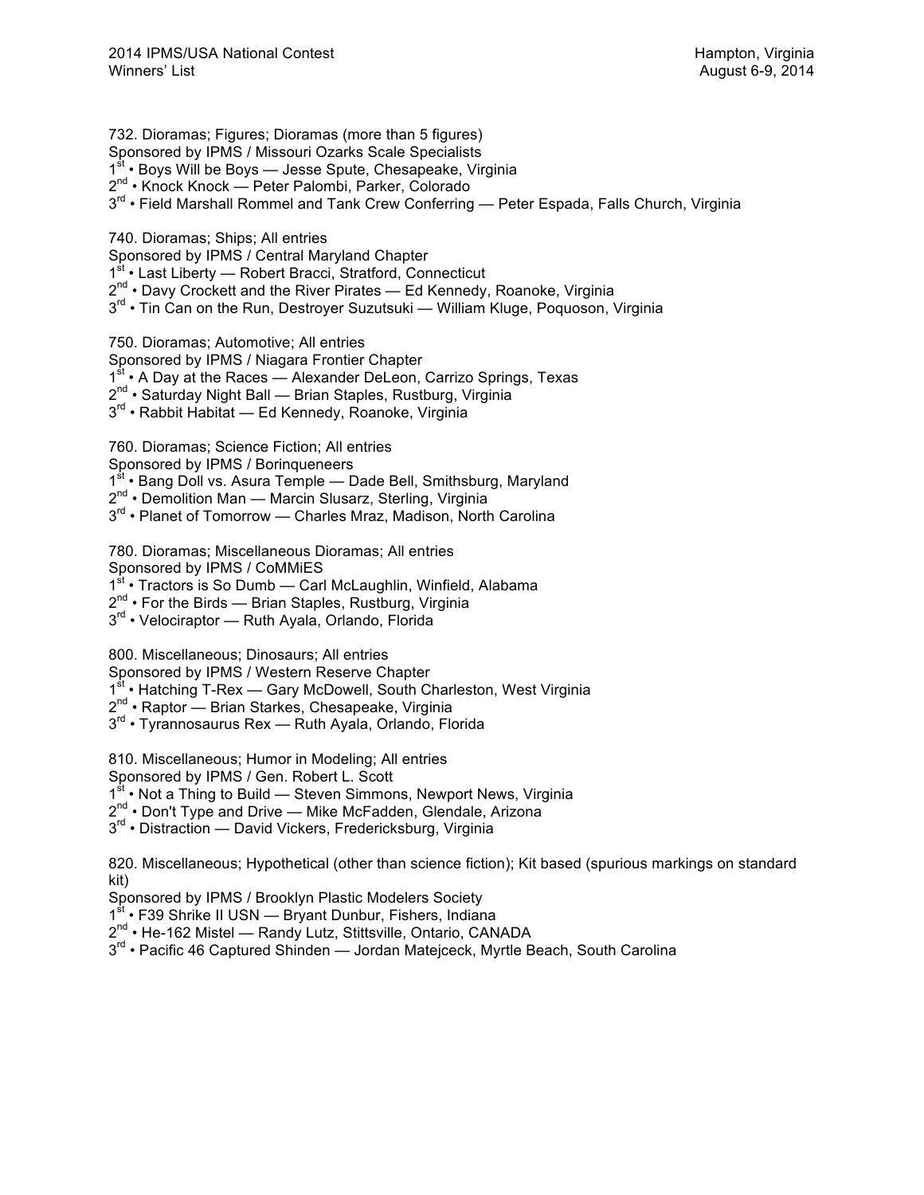732. Dioramas; Figures; Dioramas (more than 5 figures)
Sponsored by IPMS / Missouri Ozarks Scale Specialists
1st • Boys Will be Boys — Jesse Spute, Chesapeake, Virginia
2nd • Knock Knock — Peter Palombi, Parker, Colorado
3rd • Field Marshall Rommel and Tank Crew Conferring — Peter Espada, Falls Church, Virginia

740. Dioramas; Ships; All entries
Sponsored by IPMS / Central Maryland Chapter
1st • Last Liberty — Robert Bracci, Stratford, Connecticut
2nd • Davy Crockett and the River Pirates — Ed Kennedy, Roanoke, Virginia
3rd • Tin Can on the Run, Destroyer Suzutsuki — William Kluge, Poquoson, Virginia

750. Dioramas; Automotive; All entries
Sponsored by IPMS / Niagara Frontier Chapter
1st • A Day at the Races — Alexander DeLeon, Carrizo Springs, Texas
2nd • Saturday Night Ball — Brian Staples, Rustburg, Virginia
3rd • Rabbit Habitat — Ed Kennedy, Roanoke, Virginia

760. Dioramas; Science Fiction; All entries
Sponsored by IPMS / Borinqueneers
1st • Bang Doll vs. Asura Temple — Dade Bell, Smithsburg, Maryland
2nd • Demolition Man — Marcin Slusarz, Sterling, Virginia
3rd • Planet of Tomorrow — Charles Mraz, Madison, North Carolina

780. Dioramas; Miscellaneous Dioramas; All entries
Sponsored by IPMS / CoMMiES
1st • Tractors is So Dumb — Carl McLaughlin, Winfield, Alabama
2nd • For the Birds — Brian Staples, Rustburg, Virginia
3rd • Velociraptor — Ruth Ayala, Orlando, Florida

800. Miscellaneous; Dinosaurs; All entries
Sponsored by IPMS / Western Reserve Chapter
1st • Hatching T-Rex — Gary McDowell, South Charleston, West Virginia
2nd • Raptor — Brian Starkes, Chesapeake, Virginia
3rd • Tyrannosaurus Rex — Ruth Ayala, Orlando, Florida

810. Miscellaneous; Humor in Modeling; All entries
Sponsored by IPMS / Gen. Robert L. Scott
1st • Not a Thing to Build — Steven Simmons, Newport News, Virginia
2nd • Don't Type and Drive — Mike McFadden, Glendale, Arizona
3rd • Distraction — David Vickers, Fredericksburg, Virginia

820. Miscellaneous; Hypothetical (other than science fiction); Kit based (spurious markings on standard kit)
Sponsored by IPMS / Brooklyn Plastic Modelers Society
1st • F39 Shrike II USN — Bryant Dunbur, Fishers, Indiana
2nd • He-162 Mistel — Randy Lutz, Stittsville, Ontario, CANADA
3rd • Pacific 46 Captured Shinden — Jordan Matejceck, Myrtle Beach, South Carolina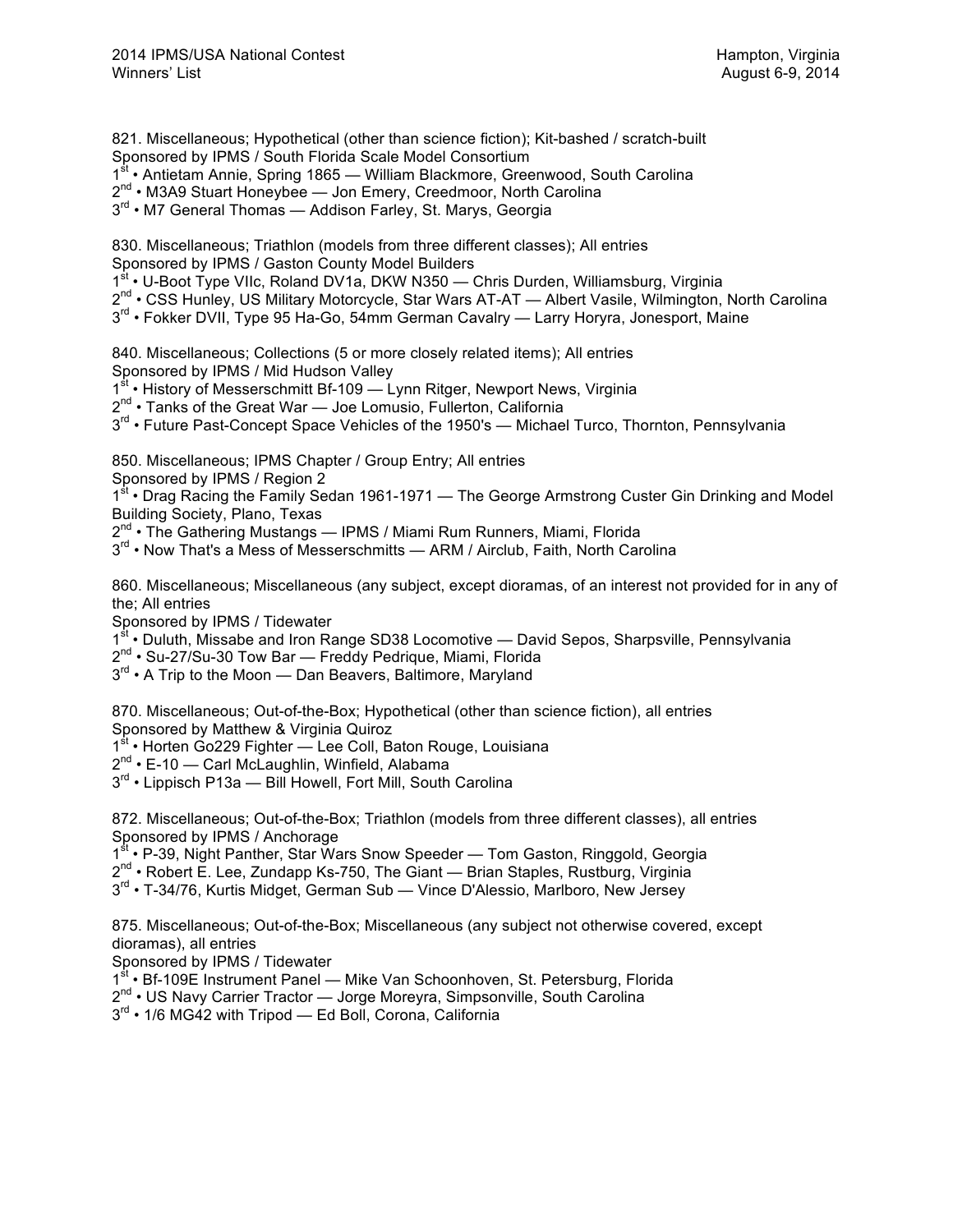821. Miscellaneous; Hypothetical (other than science fiction); Kit-bashed / scratch-built
Sponsored by IPMS / South Florida Scale Model Consortium
1st • Antietam Annie, Spring 1865 — William Blackmore, Greenwood, South Carolina
2nd • M3A9 Stuart Honeybee — Jon Emery, Creedmoor, North Carolina
3rd • M7 General Thomas — Addison Farley, St. Marys, Georgia

830. Miscellaneous; Triathlon (models from three different classes); All entries
Sponsored by IPMS / Gaston County Model Builders
1st • U-Boot Type VIIc, Roland DV1a, DKW N350 — Chris Durden, Williamsburg, Virginia
2nd • CSS Hunley, US Military Motorcycle, Star Wars AT-AT — Albert Vasile, Wilmington, North Carolina
3rd • Fokker DVII, Type 95 Ha-Go, 54mm German Cavalry — Larry Horyra, Jonesport, Maine

840. Miscellaneous; Collections (5 or more closely related items); All entries
Sponsored by IPMS / Mid Hudson Valley
1st • History of Messerschmitt Bf-109 — Lynn Ritger, Newport News, Virginia
2nd • Tanks of the Great War — Joe Lomusio, Fullerton, California
3rd • Future Past-Concept Space Vehicles of the 1950's — Michael Turco, Thornton, Pennsylvania

850. Miscellaneous; IPMS Chapter / Group Entry; All entries
Sponsored by IPMS / Region 2
1st • Drag Racing the Family Sedan 1961-1971 — The George Armstrong Custer Gin Drinking and Model Building Society, Plano, Texas
2nd • The Gathering Mustangs — IPMS / Miami Rum Runners, Miami, Florida
3rd • Now That's a Mess of Messerschmitts — ARM / Airclub, Faith, North Carolina

860. Miscellaneous; Miscellaneous (any subject, except dioramas, of an interest not provided for in any of the; All entries
Sponsored by IPMS / Tidewater
1st • Duluth, Missabe and Iron Range SD38 Locomotive — David Sepos, Sharpsville, Pennsylvania
2nd • Su-27/Su-30 Tow Bar — Freddy Pedrique, Miami, Florida
3rd • A Trip to the Moon — Dan Beavers, Baltimore, Maryland

870. Miscellaneous; Out-of-the-Box; Hypothetical (other than science fiction), all entries
Sponsored by Matthew & Virginia Quiroz
1st • Horten Go229 Fighter — Lee Coll, Baton Rouge, Louisiana
2nd • E-10 — Carl McLaughlin, Winfield, Alabama
3rd • Lippisch P13a — Bill Howell, Fort Mill, South Carolina

872. Miscellaneous; Out-of-the-Box; Triathlon (models from three different classes), all entries
Sponsored by IPMS / Anchorage
1st • P-39, Night Panther, Star Wars Snow Speeder — Tom Gaston, Ringgold, Georgia
2nd • Robert E. Lee, Zundapp Ks-750, The Giant — Brian Staples, Rustburg, Virginia
3rd • T-34/76, Kurtis Midget, German Sub — Vince D'Alessio, Marlboro, New Jersey

875. Miscellaneous; Out-of-the-Box; Miscellaneous (any subject not otherwise covered, except dioramas), all entries
Sponsored by IPMS / Tidewater
1st • Bf-109E Instrument Panel — Mike Van Schoonhoven, St. Petersburg, Florida
2nd • US Navy Carrier Tractor — Jorge Moreyra, Simpsonville, South Carolina
3rd • 1/6 MG42 with Tripod — Ed Boll, Corona, California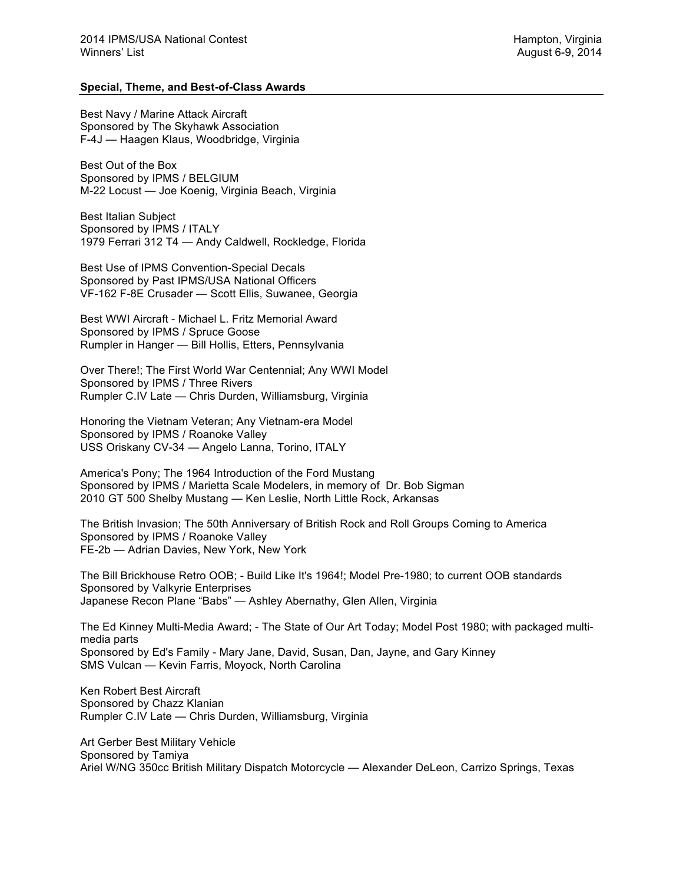## Special, Theme, and Best-of-Class Awards

Best Navy / Marine Attack Aircraft
Sponsored by The Skyhawk Association
F-4J — Haagen Klaus, Woodbridge, Virginia

Best Out of the Box
Sponsored by IPMS / BELGIUM
M-22 Locust — Joe Koenig, Virginia Beach, Virginia

Best Italian Subject
Sponsored by IPMS / ITALY
1979 Ferrari 312 T4 — Andy Caldwell, Rockledge, Florida

Best Use of IPMS Convention-Special Decals
Sponsored by Past IPMS/USA National Officers
VF-162 F-8E Crusader — Scott Ellis, Suwanee, Georgia

Best WWI Aircraft - Michael L. Fritz Memorial Award
Sponsored by IPMS / Spruce Goose
Rumpler in Hanger — Bill Hollis, Etters, Pennsylvania

Over There!; The First World War Centennial; Any WWI Model
Sponsored by IPMS / Three Rivers
Rumpler C.IV Late — Chris Durden, Williamsburg, Virginia

Honoring the Vietnam Veteran; Any Vietnam-era Model
Sponsored by IPMS / Roanoke Valley
USS Oriskany CV-34 — Angelo Lanna, Torino, ITALY

America's Pony; The 1964 Introduction of the Ford Mustang
Sponsored by IPMS / Marietta Scale Modelers, in memory of Dr. Bob Sigman
2010 GT 500 Shelby Mustang — Ken Leslie, North Little Rock, Arkansas

The British Invasion; The 50th Anniversary of British Rock and Roll Groups Coming to America
Sponsored by IPMS / Roanoke Valley
FE-2b — Adrian Davies, New York, New York

The Bill Brickhouse Retro OOB; - Build Like It's 1964!; Model Pre-1980; to current OOB standards
Sponsored by Valkyrie Enterprises
Japanese Recon Plane "Babs" — Ashley Abernathy, Glen Allen, Virginia

The Ed Kinney Multi-Media Award; - The State of Our Art Today; Model Post 1980; with packaged multi-media parts
Sponsored by Ed's Family - Mary Jane, David, Susan, Dan, Jayne, and Gary Kinney
SMS Vulcan — Kevin Farris, Moyock, North Carolina

Ken Robert Best Aircraft
Sponsored by Chazz Klanian
Rumpler C.IV Late — Chris Durden, Williamsburg, Virginia

Art Gerber Best Military Vehicle
Sponsored by Tamiya
Ariel W/NG 350cc British Military Dispatch Motorcycle — Alexander DeLeon, Carrizo Springs, Texas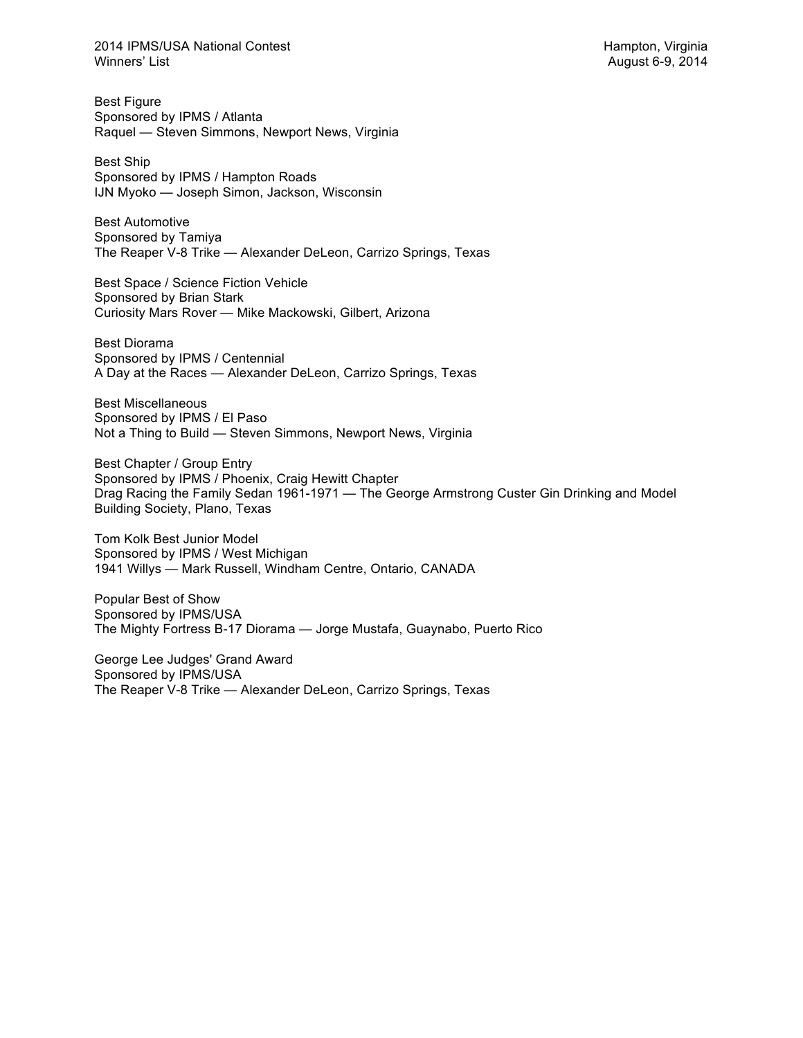2014 IPMS/USA National Contest
Winners' List

Hampton, Virginia
August 6-9, 2014

Best Figure
Sponsored by IPMS / Atlanta
Raquel — Steven Simmons, Newport News, Virginia

Best Ship
Sponsored by IPMS / Hampton Roads
IJN Myoko — Joseph Simon, Jackson, Wisconsin

Best Automotive
Sponsored by Tamiya
The Reaper V-8 Trike — Alexander DeLeon, Carrizo Springs, Texas

Best Space / Science Fiction Vehicle
Sponsored by Brian Stark
Curiosity Mars Rover — Mike Mackowski, Gilbert, Arizona

Best Diorama
Sponsored by IPMS / Centennial
A Day at the Races — Alexander DeLeon, Carrizo Springs, Texas

Best Miscellaneous
Sponsored by IPMS / El Paso
Not a Thing to Build — Steven Simmons, Newport News, Virginia

Best Chapter / Group Entry
Sponsored by IPMS / Phoenix, Craig Hewitt Chapter
Drag Racing the Family Sedan 1961-1971 — The George Armstrong Custer Gin Drinking and Model Building Society, Plano, Texas

Tom Kolk Best Junior Model
Sponsored by IPMS / West Michigan
1941 Willys — Mark Russell, Windham Centre, Ontario, CANADA

Popular Best of Show
Sponsored by IPMS/USA
The Mighty Fortress B-17 Diorama — Jorge Mustafa, Guaynabo, Puerto Rico

George Lee Judges' Grand Award
Sponsored by IPMS/USA
The Reaper V-8 Trike — Alexander DeLeon, Carrizo Springs, Texas